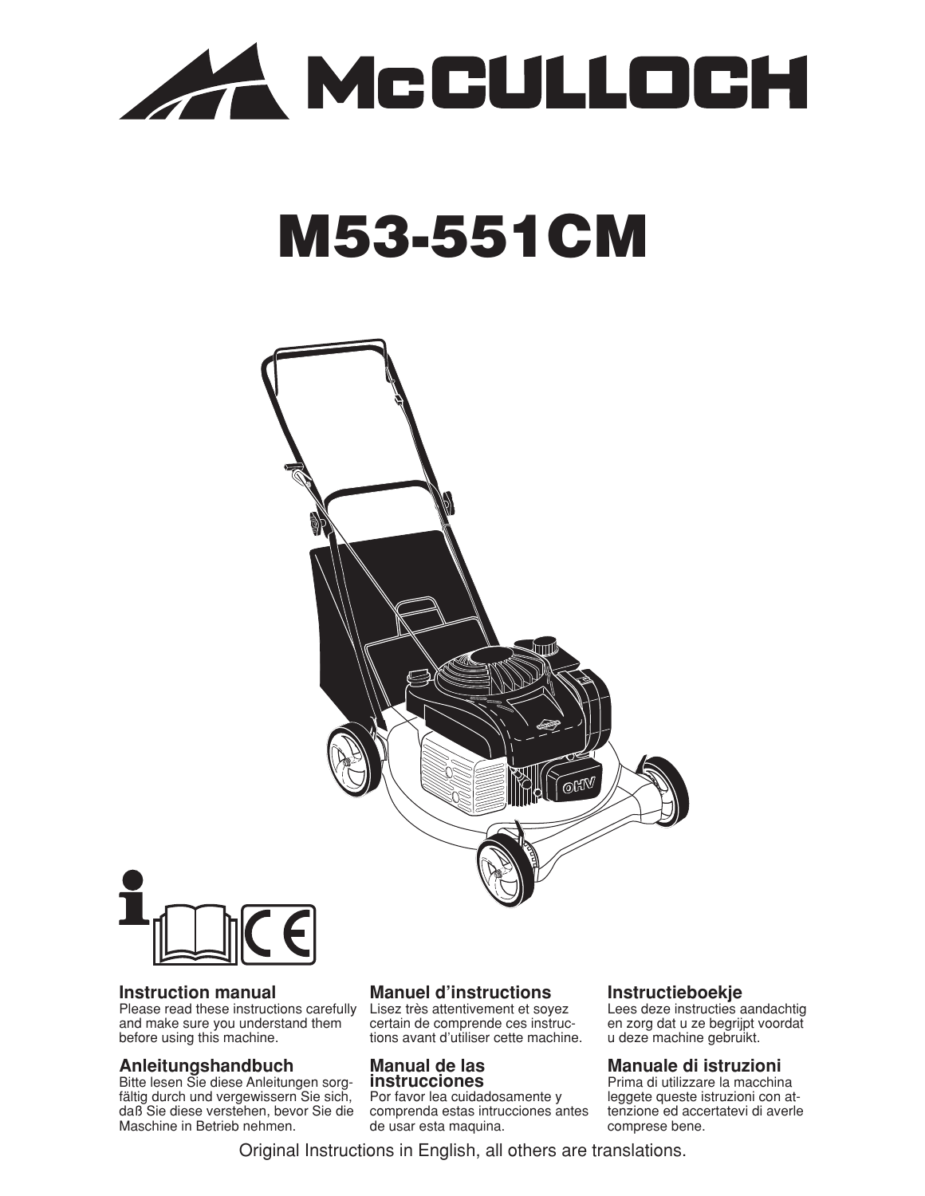# McCULLOCH

# M53-551CM

**Instruction manual**
Please read these instructions carefully and make sure you understand them before using this machine.

**Anleitungshandbuch**
Bitte lesen Sie diese Anleitungen sorgfältig durch und vergewissern Sie sich, daß Sie diese verstehen, bevor Sie die Maschine in Betrieb nehmen.

**Manuel d'instructions**
Lisez très attentivement et soyez certain de comprende ces instructions avant d'utiliser cette machine.

**Manual de las instrucciones**
Por favor lea cuidadosamente y comprenda estas intrucciones antes de usar esta maquina.

**Instructieboekje**
Lees deze instructies aandachtig en zorg dat u ze begrijpt voordat u deze machine gebruikt.

**Manuale di istruzioni**
Prima di utilizzare la macchina leggete queste istruzioni con attenzione ed accertatevi di averle comprese bene.

Original Instructions in English, all others are translations.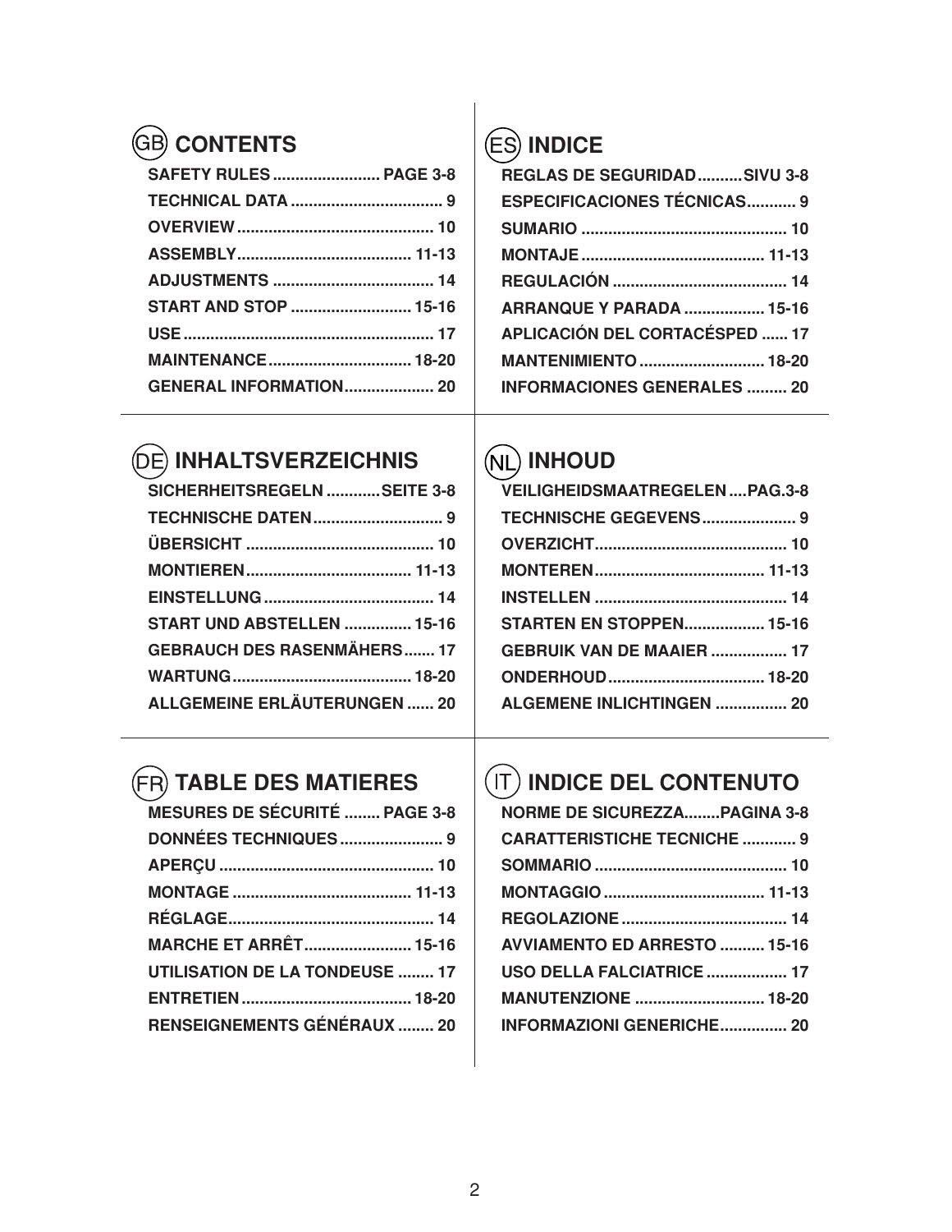## (GB) CONTENTS

**SAFETY RULES ........................ PAGE 3-8**
**TECHNICAL DATA .................................. 9**
**OVERVIEW ............................................ 10**
**ASSEMBLY....................................... 11-13**
**ADJUSTMENTS .................................... 14**
**START AND STOP ........................... 15-16**
**USE ........................................................ 17**
**MAINTENANCE................................ 18-20**
**GENERAL INFORMATION.................... 20**

## (ES) INDICE

**REGLAS DE SEGURIDAD..........SIVU 3-8**
**ESPECIFICACIONES TÉCNICAS........... 9**
**SUMARIO ............................................. 10**
**MONTAJE ......................................... 11-13**
**REGULACIÓN ....................................... 14**
**ARRANQUE Y PARADA .................. 15-16**
**APLICACIÓN DEL CORTACÉSPED ...... 17**
**MANTENIMIENTO ............................ 18-20**
**INFORMACIONES GENERALES ......... 20**

## (DE) INHALTSVERZEICHNIS

**SICHERHEITSREGELN ............SEITE 3-8**
**TECHNISCHE DATEN............................. 9**
**ÜBERSICHT .......................................... 10**
**MONTIEREN..................................... 11-13**
**EINSTELLUNG ...................................... 14**
**START UND ABSTELLEN ............... 15-16**
**GEBRAUCH DES RASENMÄHERS....... 17**
**WARTUNG........................................ 18-20**
**ALLGEMEINE ERLÄUTERUNGEN ...... 20**

## (NL) INHOUD

**VEILIGHEIDSMAATREGELEN....PAG.3-8**
**TECHNISCHE GEGEVENS..................... 9**
**OVERZICHT........................................... 10**
**MONTEREN...................................... 11-13**
**INSTELLEN ........................................... 14**
**STARTEN EN STOPPEN.................. 15-16**
**GEBRUIK VAN DE MAAIER ................. 17**
**ONDERHOUD................................... 18-20**
**ALGEMENE INLICHTINGEN ................ 20**

## (FR) TABLE DES MATIERES

**MESURES DE SÉCURITÉ ........ PAGE 3-8**
**DONNÉES TECHNIQUES ....................... 9**
**APERÇU ................................................ 10**
**MONTAGE ........................................ 11-13**
**RÉGLAGE.............................................. 14**
**MARCHE ET ARRÊT........................ 15-16**
**UTILISATION DE LA TONDEUSE ........ 17**
**ENTRETIEN ...................................... 18-20**
**RENSEIGNEMENTS GÉNÉRAUX ........ 20**

## (IT) INDICE DEL CONTENUTO

**NORME DE SICUREZZA........PAGINA 3-8**
**CARATTERISTICHE TECNICHE ............ 9**
**SOMMARIO ........................................... 10**
**MONTAGGIO .................................... 11-13**
**REGOLAZIONE ..................................... 14**
**AVVIAMENTO ED ARRESTO .......... 15-16**
**USO DELLA FALCIATRICE .................. 17**
**MANUTENZIONE ............................. 18-20**
**INFORMAZIONI GENERICHE............... 20**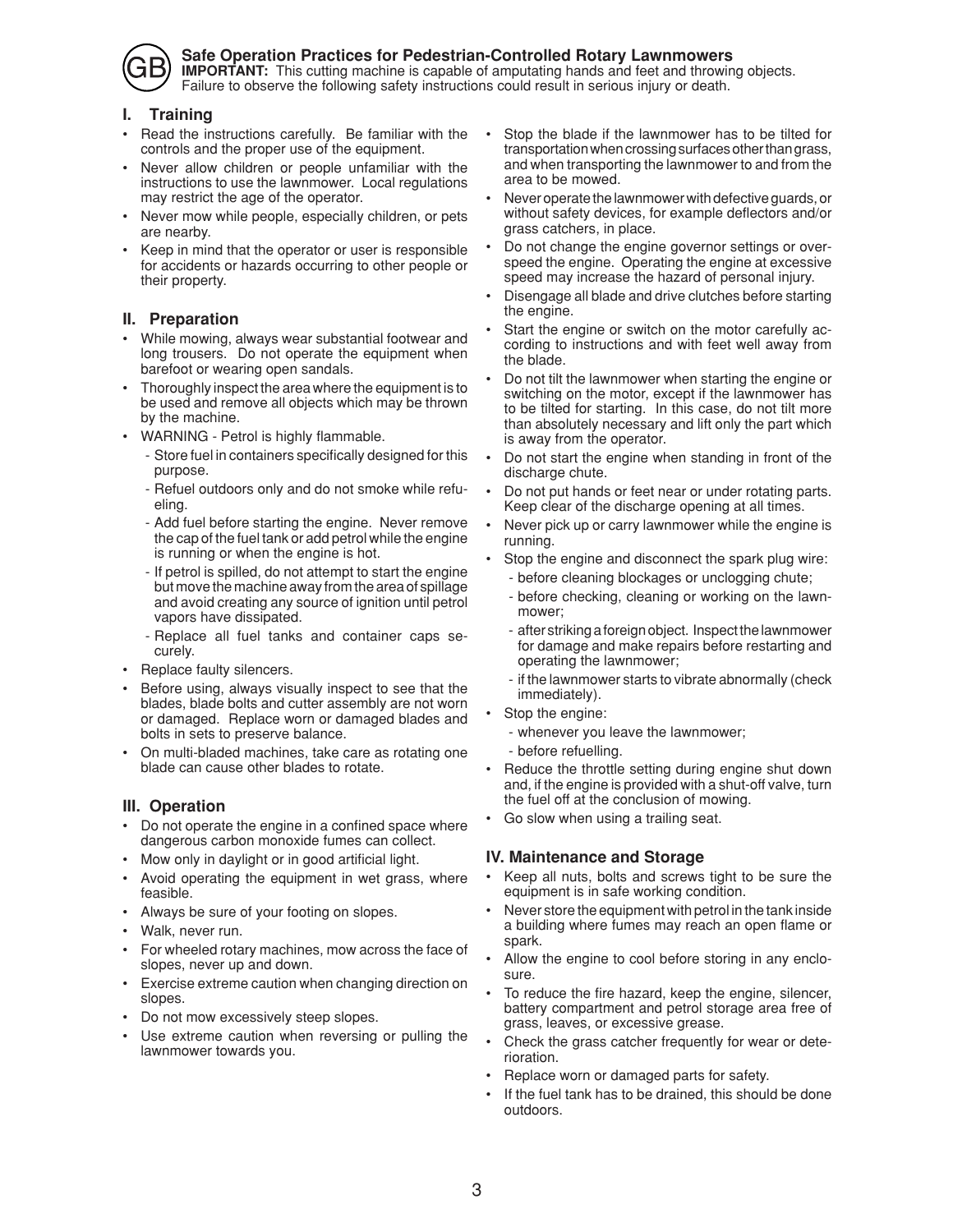GB

# Safe Operation Practices for Pedestrian-Controlled Rotary Lawnmowers

**IMPORTANT:** This cutting machine is capable of amputating hands and feet and throwing objects. Failure to observe the following safety instructions could result in serious injury or death.

## I. Training

- Read the instructions carefully. Be familiar with the controls and the proper use of the equipment.
- Never allow children or people unfamiliar with the instructions to use the lawnmower. Local regulations may restrict the age of the operator.
- Never mow while people, especially children, or pets are nearby.
- Keep in mind that the operator or user is responsible for accidents or hazards occurring to other people or their property.

## II. Preparation

- While mowing, always wear substantial footwear and long trousers. Do not operate the equipment when barefoot or wearing open sandals.
- Thoroughly inspect the area where the equipment is to be used and remove all objects which may be thrown by the machine.
- WARNING - Petrol is highly flammable.
  - Store fuel in containers specifically designed for this purpose.
  - Refuel outdoors only and do not smoke while refueling.
  - Add fuel before starting the engine. Never remove the cap of the fuel tank or add petrol while the engine is running or when the engine is hot.
  - If petrol is spilled, do not attempt to start the engine but move the machine away from the area of spillage and avoid creating any source of ignition until petrol vapors have dissipated.
  - Replace all fuel tanks and container caps securely.
- Replace faulty silencers.
- Before using, always visually inspect to see that the blades, blade bolts and cutter assembly are not worn or damaged. Replace worn or damaged blades and bolts in sets to preserve balance.
- On multi-bladed machines, take care as rotating one blade can cause other blades to rotate.

## III. Operation

- Do not operate the engine in a confined space where dangerous carbon monoxide fumes can collect.
- Mow only in daylight or in good artificial light.
- Avoid operating the equipment in wet grass, where feasible.
- Always be sure of your footing on slopes.
- Walk, never run.
- For wheeled rotary machines, mow across the face of slopes, never up and down.
- Exercise extreme caution when changing direction on slopes.
- Do not mow excessively steep slopes.
- Use extreme caution when reversing or pulling the lawnmower towards you.
- Stop the blade if the lawnmower has to be tilted for transportation when crossing surfaces other than grass, and when transporting the lawnmower to and from the area to be mowed.
- Never operate the lawnmower with defective guards, or without safety devices, for example deflectors and/or grass catchers, in place.
- Do not change the engine governor settings or overspeed the engine. Operating the engine at excessive speed may increase the hazard of personal injury.
- Disengage all blade and drive clutches before starting the engine.
- Start the engine or switch on the motor carefully according to instructions and with feet well away from the blade.
- Do not tilt the lawnmower when starting the engine or switching on the motor, except if the lawnmower has to be tilted for starting. In this case, do not tilt more than absolutely necessary and lift only the part which is away from the operator.
- Do not start the engine when standing in front of the discharge chute.
- Do not put hands or feet near or under rotating parts. Keep clear of the discharge opening at all times.
- Never pick up or carry lawnmower while the engine is running.
- Stop the engine and disconnect the spark plug wire:
  - before cleaning blockages or unclogging chute;
  - before checking, cleaning or working on the lawnmower;
  - after striking a foreign object. Inspect the lawnmower for damage and make repairs before restarting and operating the lawnmower;
  - if the lawnmower starts to vibrate abnormally (check immediately).
- Stop the engine:
  - whenever you leave the lawnmower;
  - before refuelling.
- Reduce the throttle setting during engine shut down and, if the engine is provided with a shut-off valve, turn the fuel off at the conclusion of mowing.
- Go slow when using a trailing seat.

## IV. Maintenance and Storage

- Keep all nuts, bolts and screws tight to be sure the equipment is in safe working condition.
- Never store the equipment with petrol in the tank inside a building where fumes may reach an open flame or spark.
- Allow the engine to cool before storing in any enclosure.
- To reduce the fire hazard, keep the engine, silencer, battery compartment and petrol storage area free of grass, leaves, or excessive grease.
- Check the grass catcher frequently for wear or deterioration.
- Replace worn or damaged parts for safety.
- If the fuel tank has to be drained, this should be done outdoors.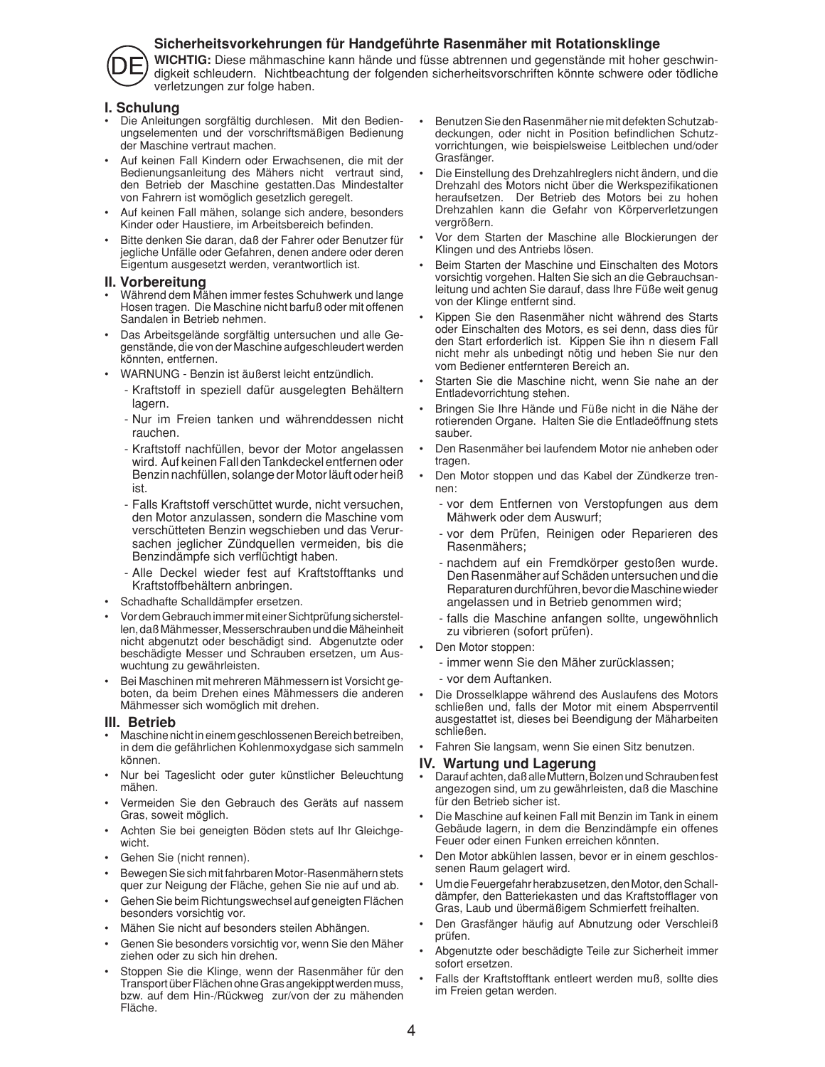## Sicherheitsvorkehrungen für Handgeführte Rasenmäher mit Rotationsklinge

DE

**WICHTIG:** Diese mähmaschine kann hände und füsse abtrennen und gegenstände mit hoher geschwindigkeit schleudern. Nichtbeachtung der folgenden sicherheitsvorschriften könnte schwere oder tödliche verletzungen zur folge haben.

### I. Schulung

- Die Anleitungen sorgfältig durchlesen. Mit den Bedienungselementen und der vorschriftsmäßigen Bedienung der Maschine vertraut machen.
- Auf keinen Fall Kindern oder Erwachsenen, die mit der Bedienungsanleitung des Mähers nicht vertraut sind, den Betrieb der Maschine gestatten.Das Mindestalter von Fahrern ist womöglich gesetzlich geregelt.
- Auf keinen Fall mähen, solange sich andere, besonders Kinder oder Haustiere, im Arbeitsbereich befinden.
- Bitte denken Sie daran, daß der Fahrer oder Benutzer für jegliche Unfälle oder Gefahren, denen andere oder deren Eigentum ausgesetzt werden, verantwortlich ist.

### II. Vorbereitung

- Während dem Mähen immer festes Schuhwerk und lange Hosen tragen. Die Maschine nicht barfuß oder mit offenen Sandalen in Betrieb nehmen.
- Das Arbeitsgelände sorgfältig untersuchen und alle Gegenstände, die von der Maschine aufgeschleudert werden könnten, entfernen.
- WARNUNG - Benzin ist äußerst leicht entzündlich.
  - Kraftstoff in speziell dafür ausgelegten Behältern lagern.
  - Nur im Freien tanken und währenddessen nicht rauchen.
  - Kraftstoff nachfüllen, bevor der Motor angelassen wird. Auf keinen Fall den Tankdeckel entfernen oder Benzin nachfüllen, solange der Motor läuft oder heiß ist.
  - Falls Kraftstoff verschüttet wurde, nicht versuchen, den Motor anzulassen, sondern die Maschine vom verschütteten Benzin wegschieben und das Verursachen jeglicher Zündquellen vermeiden, bis die Benzindämpfe sich verflüchtigt haben.
  - Alle Deckel wieder fest auf Kraftstofftanks und Kraftstoffbehältern anbringen.
- Schadhafte Schalldämpfer ersetzen.
- Vor dem Gebrauch immer mit einer Sichtprüfung sicherstellen, daß Mähmesser, Messerschrauben und die Mäheinheit nicht abgenutzt oder beschädigt sind. Abgenutzte oder beschädigte Messer und Schrauben ersetzen, um Auswuchtung zu gewährleisten.
- Bei Maschinen mit mehreren Mähmessern ist Vorsicht geboten, da beim Drehen eines Mähmessers die anderen Mähmesser sich womöglich mit drehen.

### III. Betrieb

- Maschine nicht in einem geschlossenen Bereich betreiben, in dem die gefährlichen Kohlenmoxydgase sich sammeln können.
- Nur bei Tageslicht oder guter künstlicher Beleuchtung mähen.
- Vermeiden Sie den Gebrauch des Geräts auf nassem Gras, soweit möglich.
- Achten Sie bei geneigten Böden stets auf Ihr Gleichgewicht.
- Gehen Sie (nicht rennen).
- Bewegen Sie sich mit fahrbaren Motor-Rasenmähern stets quer zur Neigung der Fläche, gehen Sie nie auf und ab.
- Gehen Sie beim Richtungswechsel auf geneigten Flächen besonders vorsichtig vor.
- Mähen Sie nicht auf besonders steilen Abhängen.
- Genen Sie besonders vorsichtig vor, wenn Sie den Mäher ziehen oder zu sich hin drehen.
- Stoppen Sie die Klinge, wenn der Rasenmäher für den Transport über Flächen ohne Gras angekippt werden muss, bzw. auf dem Hin-/Rückweg zur/von der zu mähenden Fläche.
- Benutzen Sie den Rasenmäher nie mit defekten Schutzabdeckungen, oder nicht in Position befindlichen Schutzvorrichtungen, wie beispielsweise Leitblechen und/oder Grasfänger.
- Die Einstellung des Drehzahlreglers nicht ändern, und die Drehzahl des Motors nicht über die Werkspezifikationen heraufsetzen. Der Betrieb des Motors bei zu hohen Drehzahlen kann die Gefahr von Körperverletzungen vergrößern.
- Vor dem Starten der Maschine alle Blockierungen der Klingen und des Antriebs lösen.
- Beim Starten der Maschine und Einschalten des Motors vorsichtig vorgehen. Halten Sie sich an die Gebrauchsanleitung und achten Sie darauf, dass Ihre Füße weit genug von der Klinge entfernt sind.
- Kippen Sie den Rasenmäher nicht während des Starts oder Einschalten des Motors, es sei denn, dass dies für den Start erforderlich ist. Kippen Sie ihn n diesem Fall nicht mehr als unbedingt nötig und heben Sie nur den vom Bediener entfernteren Bereich an.
- Starten Sie die Maschine nicht, wenn Sie nahe an der Entladevorrichtung stehen.
- Bringen Sie Ihre Hände und Füße nicht in die Nähe der rotierenden Organe. Halten Sie die Entladeöffnung stets sauber.
- Den Rasenmäher bei laufendem Motor nie anheben oder tragen.
- Den Motor stoppen und das Kabel der Zündkerze trennen:
  - vor dem Entfernen von Verstopfungen aus dem Mähwerk oder dem Auswurf;
  - vor dem Prüfen, Reinigen oder Reparieren des Rasenmähers;
  - nachdem auf ein Fremdkörper gestoßen wurde. Den Rasenmäher auf Schäden untersuchen und die Reparaturen durchführen, bevor die Maschine wieder angelassen und in Betrieb genommen wird;
  - falls die Maschine anfangen sollte, ungewöhnlich zu vibrieren (sofort prüfen).
- Den Motor stoppen:
  - immer wenn Sie den Mäher zurücklassen;
  - vor dem Auftanken.
- Die Drosselklappe während des Auslaufens des Motors schließen und, falls der Motor mit einem Absperrventil ausgestattet ist, dieses bei Beendigung der Mäharbeiten schließen.
- Fahren Sie langsam, wenn Sie einen Sitz benutzen.

### IV. Wartung und Lagerung

- Darauf achten, daß alle Muttern, Bolzen und Schrauben fest angezogen sind, um zu gewährleisten, daß die Maschine für den Betrieb sicher ist.
- Die Maschine auf keinen Fall mit Benzin im Tank in einem Gebäude lagern, in dem die Benzindämpfe ein offenes Feuer oder einen Funken erreichen könnten.
- Den Motor abkühlen lassen, bevor er in einem geschlossenen Raum gelagert wird.
- Um die Feuergefahr herabzusetzen, den Motor, den Schalldämpfer, den Batteriekasten und das Kraftstofflager von Gras, Laub und übermäßigem Schmierfett freihalten.
- Den Grasfänger häufig auf Abnutzung oder Verschleiß prüfen.
- Abgenutzte oder beschädigte Teile zur Sicherheit immer sofort ersetzen.
- Falls der Kraftstofftank entleert werden muß, sollte dies im Freien getan werden.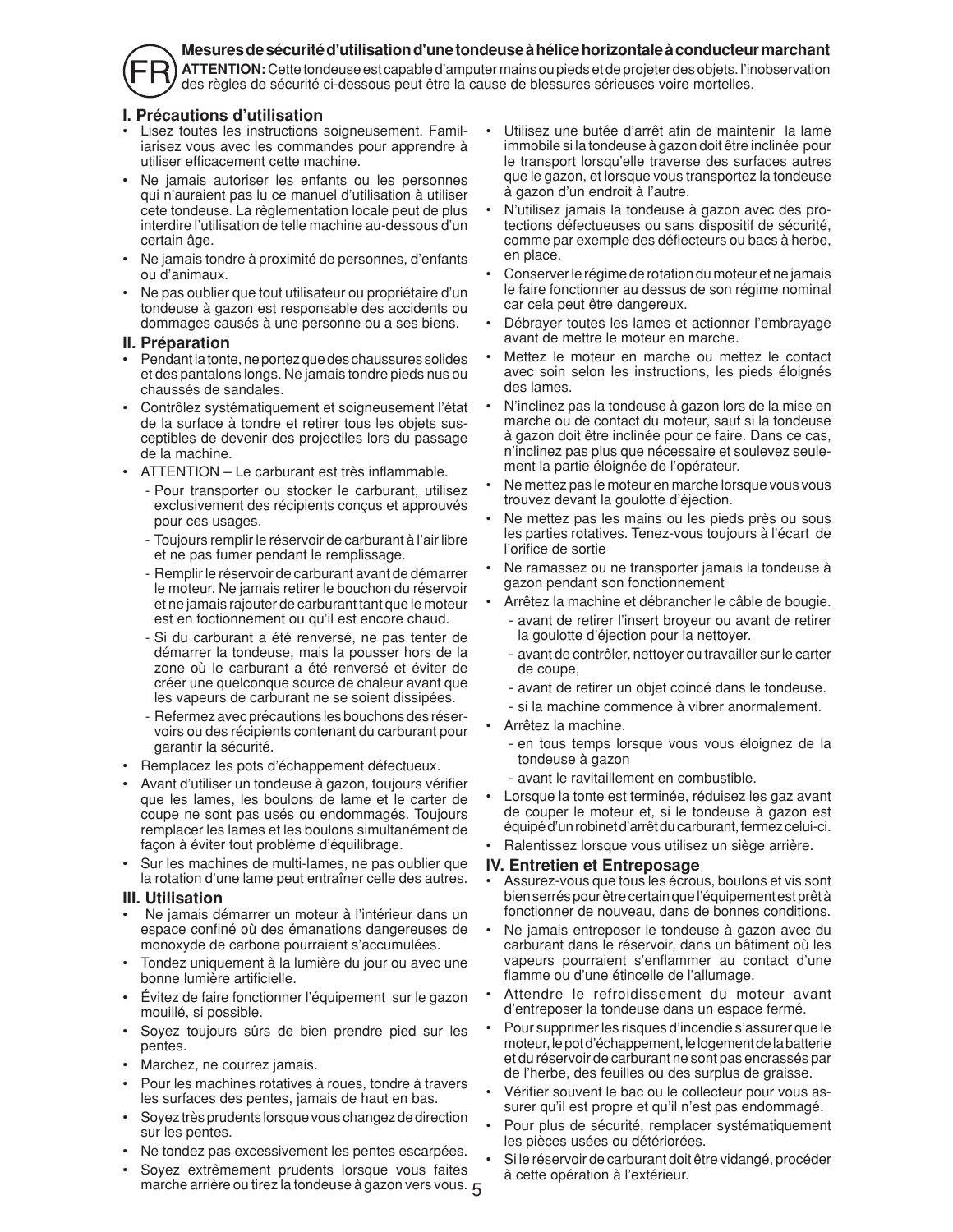# FR Mesures de sécurité d'utilisation d'une tondeuse à hélice horizontale à conducteur marchant

**ATTENTION:** Cette tondeuse est capable d'amputer mains ou pieds et de projeter des objets. l'inobservation des règles de sécurité ci-dessous peut être la cause de blessures sérieuses voire mortelles.

## I. Précautions d'utilisation

- Lisez toutes les instructions soigneusement. Familiarisez vous avec les commandes pour apprendre à utiliser efficacement cette machine.
- Ne jamais autoriser les enfants ou les personnes qui n'auraient pas lu ce manuel d'utilisation à utiliser cete tondeuse. La règlementation locale peut de plus interdire l'utilisation de telle machine au-dessous d'un certain âge.
- Ne jamais tondre à proximité de personnes, d'enfants ou d'animaux.
- Ne pas oublier que tout utilisateur ou propriétaire d'un tondeuse à gazon est responsable des accidents ou dommages causés à une personne ou a ses biens.

## II. Préparation

- Pendant la tonte, ne portez que des chaussures solides et des pantalons longs. Ne jamais tondre pieds nus ou chaussés de sandales.
- Contrôlez systématiquement et soigneusement l'état de la surface à tondre et retirer tous les objets susceptibles de devenir des projectiles lors du passage de la machine.
- ATTENTION – Le carburant est très inflammable.
  - Pour transporter ou stocker le carburant, utilisez exclusivement des récipients conçus et approuvés pour ces usages.
  - Toujours remplir le réservoir de carburant à l'air libre et ne pas fumer pendant le remplissage.
  - Remplir le réservoir de carburant avant de démarrer le moteur. Ne jamais retirer le bouchon du réservoir et ne jamais rajouter de carburant tant que le moteur est en foctionnement ou qu'il est encore chaud.
  - Si du carburant a été renversé, ne pas tenter de démarrer la tondeuse, mais la pousser hors de la zone où le carburant a été renversé et éviter de créer une quelconque source de chaleur avant que les vapeurs de carburant ne se soient dissipées.
  - Refermez avec précautions les bouchons des réservoirs ou des récipients contenant du carburant pour garantir la sécurité.
- Remplacez les pots d'échappement défectueux.
- Avant d'utiliser un tondeuse à gazon, toujours vérifier que les lames, les boulons de lame et le carter de coupe ne sont pas usés ou endommagés. Toujours remplacer les lames et les boulons simultanément de façon à éviter tout problème d'équilibrage.
- Sur les machines de multi-lames, ne pas oublier que la rotation d'une lame peut entraîner celle des autres.

## III. Utilisation

- Ne jamais démarrer un moteur à l'intérieur dans un espace confiné où des émanations dangereuses de monoxyde de carbone pourraient s'accumulées.
- Tondez uniquement à la lumière du jour ou avec une bonne lumière artificielle.
- Évitez de faire fonctionner l'équipement sur le gazon mouillé, si possible.
- Soyez toujours sûrs de bien prendre pied sur les pentes.
- Marchez, ne courrez jamais.
- Pour les machines rotatives à roues, tondre à travers les surfaces des pentes, jamais de haut en bas.
- Soyez très prudents lorsque vous changez de direction sur les pentes.
- Ne tondez pas excessivement les pentes escarpées.
- Soyez extrêmement prudents lorsque vous faites marche arrière ou tirez la tondeuse à gazon vers vous.
- Utilisez une butée d'arrêt afin de maintenir la lame immobile si la tondeuse à gazon doit être inclinée pour le transport lorsqu'elle traverse des surfaces autres que le gazon, et lorsque vous transportez la tondeuse à gazon d'un endroit à l'autre.
- N'utilisez jamais la tondeuse à gazon avec des protections défectueuses ou sans dispositif de sécurité, comme par exemple des déflecteurs ou bacs à herbe, en place.
- Conserver le régime de rotation du moteur et ne jamais le faire fonctionner au dessus de son régime nominal car cela peut être dangereux.
- Débrayer toutes les lames et actionner l'embrayage avant de mettre le moteur en marche.
- Mettez le moteur en marche ou mettez le contact avec soin selon les instructions, les pieds éloignés des lames.
- N'inclinez pas la tondeuse à gazon lors de la mise en marche ou de contact du moteur, sauf si la tondeuse à gazon doit être inclinée pour ce faire. Dans ce cas, n'inclinez pas plus que nécessaire et soulevez seulement la partie éloignée de l'opérateur.
- Ne mettez pas le moteur en marche lorsque vous vous trouvez devant la goulotte d'éjection.
- Ne mettez pas les mains ou les pieds près ou sous les parties rotatives. Tenez-vous toujours à l'écart de l'orifice de sortie
- Ne ramassez ou ne transporter jamais la tondeuse à gazon pendant son fonctionnement
- Arrêtez la machine et débrancher le câble de bougie.
  - avant de retirer l'insert broyeur ou avant de retirer la goulotte d'éjection pour la nettoyer.
  - avant de contrôler, nettoyer ou travailler sur le carter de coupe,
  - avant de retirer un objet coincé dans le tondeuse.
  - si la machine commence à vibrer anormalement.
- Arrêtez la machine.
  - en tous temps lorsque vous vous éloignez de la tondeuse à gazon
  - avant le ravitaillement en combustible.
- Lorsque la tonte est terminée, réduisez les gaz avant de couper le moteur et, si le tondeuse à gazon est équipé d'un robinet d'arrêt du carburant, fermez celui-ci.
- Ralentissez lorsque vous utilisez un siège arrière.

## IV. Entretien et Entreposage

- Assurez-vous que tous les écrous, boulons et vis sont bien serrés pour être certain que l'équipement est prêt à fonctionner de nouveau, dans de bonnes conditions.
- Ne jamais entreposer le tondeuse à gazon avec du carburant dans le réservoir, dans un bâtiment où les vapeurs pourraient s'enflammer au contact d'une flamme ou d'une étincelle de l'allumage.
- Attendre le refroidissement du moteur avant d'entreposer la tondeuse dans un espace fermé.
- Pour supprimer les risques d'incendie s'assurer que le moteur, le pot d'échappement, le logement de la batterie et du réservoir de carburant ne sont pas encrassés par de l'herbe, des feuilles ou des surplus de graisse.
- Vérifier souvent le bac ou le collecteur pour vous assurer qu'il est propre et qu'il n'est pas endommagé.
- Pour plus de sécurité, remplacer systématiquement les pièces usées ou détériorées.
- Si le réservoir de carburant doit être vidangé, procéder à cette opération à l'extérieur.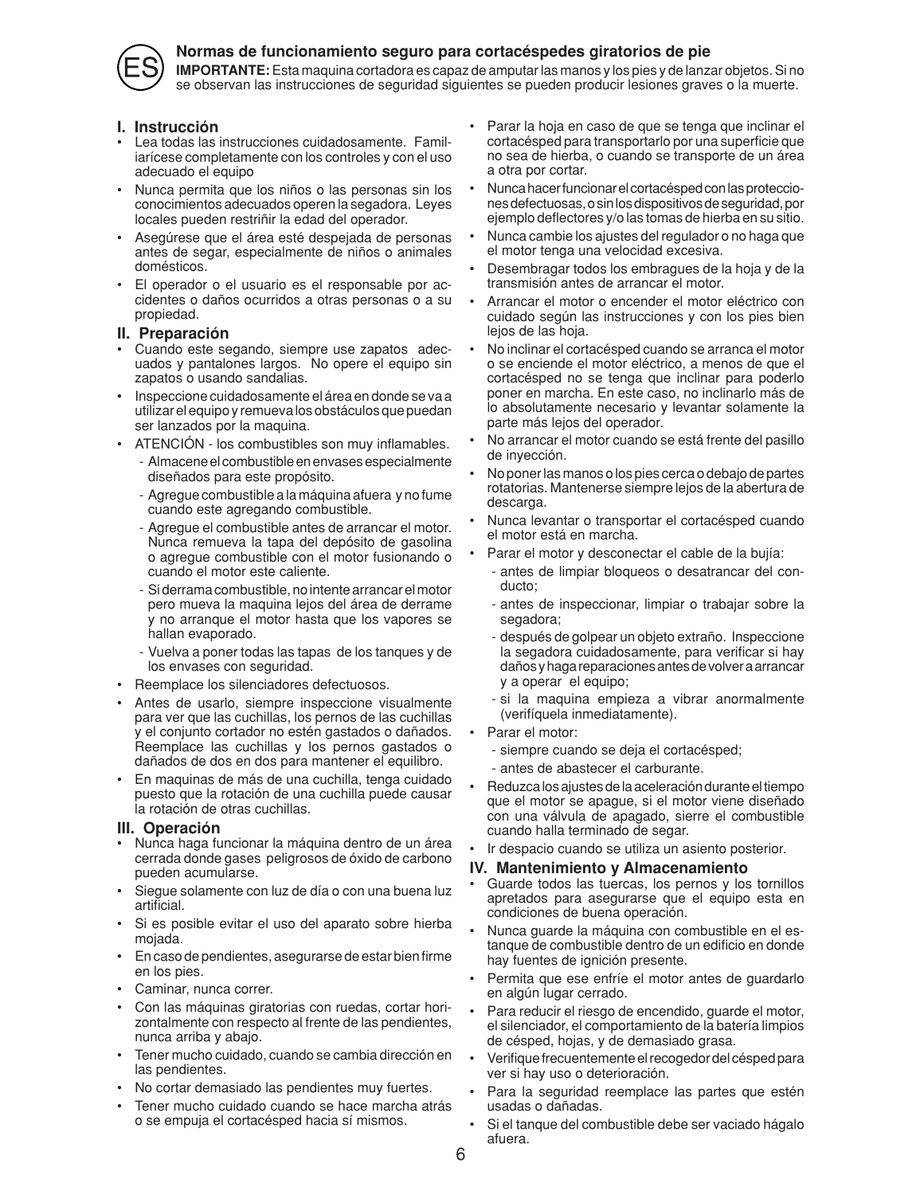ES

## Normas de funcionamiento seguro para cortacéspedes giratorios de pie

**IMPORTANTE:** Esta maquina cortadora es capaz de amputar las manos y los pies y de lanzar objetos. Si no se observan las instrucciones de seguridad siguientes se pueden producir lesiones graves o la muerte.

### I. Instrucción

- Lea todas las instrucciones cuidadosamente. Familiarícese completamente con los controles y con el uso adecuado el equipo
- Nunca permita que los niños o las personas sin los conocimientos adecuados operen la segadora. Leyes locales pueden restriñir la edad del operador.
- Asegúrese que el área esté despejada de personas antes de segar, especialmente de niños o animales domésticos.
- El operador o el usuario es el responsable por accidentes o daños ocurridos a otras personas o a su propiedad.

### II. Preparación

- Cuando este segando, siempre use zapatos adecuados y pantalones largos. No opere el equipo sin zapatos o usando sandalias.
- Inspeccione cuidadosamente el área en donde se va a utilizar el equipo y remueva los obstáculos que puedan ser lanzados por la maquina.
- ATENCIÓN - los combustibles son muy inflamables.
  - Almacene el combustible en envases especialmente diseñados para este propósito.
  - Agregue combustible a la máquina afuera y no fume cuando este agregando combustible.
  - Agregue el combustible antes de arrancar el motor. Nunca remueva la tapa del depósito de gasolina o agregue combustible con el motor fusionando o cuando el motor este caliente.
  - Si derrama combustible, no intente arrancar el motor pero mueva la maquina lejos del área de derrame y no arranque el motor hasta que los vapores se hallan evaporado.
  - Vuelva a poner todas las tapas de los tanques y de los envases con seguridad.
- Reemplace los silenciadores defectuosos.
- Antes de usarlo, siempre inspeccione visualmente para ver que las cuchillas, los pernos de las cuchillas y el conjunto cortador no estén gastados o dañados. Reemplace las cuchillas y los pernos gastados o dañados de dos en dos para mantener el equilibro.
- En maquinas de más de una cuchilla, tenga cuidado puesto que la rotación de una cuchilla puede causar la rotación de otras cuchillas.

### III. Operación

- Nunca haga funcionar la máquina dentro de un área cerrada donde gases peligrosos de óxido de carbono pueden acumularse.
- Siegue solamente con luz de día o con una buena luz artificial.
- Si es posible evitar el uso del aparato sobre hierba mojada.
- En caso de pendientes, asegurarse de estar bien firme en los pies.
- Caminar, nunca correr.
- Con las máquinas giratorias con ruedas, cortar horizontalmente con respecto al frente de las pendientes, nunca arriba y abajo.
- Tener mucho cuidado, cuando se cambia dirección en las pendientes.
- No cortar demasiado las pendientes muy fuertes.
- Tener mucho cuidado cuando se hace marcha atrás o se empuja el cortacésped hacia sí mismos.
- Parar la hoja en caso de que se tenga que inclinar el cortacésped para transportarlo por una superficie que no sea de hierba, o cuando se transporte de un área a otra por cortar.
- Nunca hacer funcionar el cortacésped con las protecciones defectuosas, o sin los dispositivos de seguridad, por ejemplo deflectores y/o las tomas de hierba en su sitio.
- Nunca cambie los ajustes del regulador o no haga que el motor tenga una velocidad excesiva.
- Desembragar todos los embragues de la hoja y de la transmisión antes de arrancar el motor.
- Arrancar el motor o encender el motor eléctrico con cuidado según las instrucciones y con los pies bien lejos de las hoja.
- No inclinar el cortacésped cuando se arranca el motor o se enciende el motor eléctrico, a menos de que el cortacésped no se tenga que inclinar para poderlo poner en marcha. En este caso, no inclinarlo más de lo absolutamente necesario y levantar solamente la parte más lejos del operador.
- No arrancar el motor cuando se está frente del pasillo de inyección.
- No poner las manos o los pies cerca o debajo de partes rotatorias. Mantenerse siempre lejos de la abertura de descarga.
- Nunca levantar o transportar el cortacésped cuando el motor está en marcha.
- Parar el motor y desconectar el cable de la bujía:
  - antes de limpiar bloqueos o desatrancar del conducto;
  - antes de inspeccionar, limpiar o trabajar sobre la segadora;
  - después de golpear un objeto extraño. Inspeccione la segadora cuidadosamente, para verificar si hay daños y haga reparaciones antes de volver a arrancar y a operar el equipo;
  - si la maquina empieza a vibrar anormalmente (verifíquela inmediatamente).
- Parar el motor:
  - siempre cuando se deja el cortacésped;
  - antes de abastecer el carburante.
- Reduzca los ajustes de la aceleración durante el tiempo que el motor se apague, si el motor viene diseñado con una válvula de apagado, sierre el combustible cuando halla terminado de segar.
- Ir despacio cuando se utiliza un asiento posterior.

### IV. Mantenimiento y Almacenamiento

- Guarde todos las tuercas, los pernos y los tornillos apretados para asegurarse que el equipo esta en condiciones de buena operación.
- Nunca guarde la máquina con combustible en el estanque de combustible dentro de un edificio en donde hay fuentes de ignición presente.
- Permita que ese enfríe el motor antes de guardarlo en algún lugar cerrado.
- Para reducir el riesgo de encendido, guarde el motor, el silenciador, el comportamiento de la batería limpios de césped, hojas, y de demasiado grasa.
- Verifique frecuentemente el recogedor del césped para ver si hay uso o deterioración.
- Para la seguridad reemplace las partes que estén usadas o dañadas.
- Si el tanque del combustible debe ser vaciado hágalo afuera.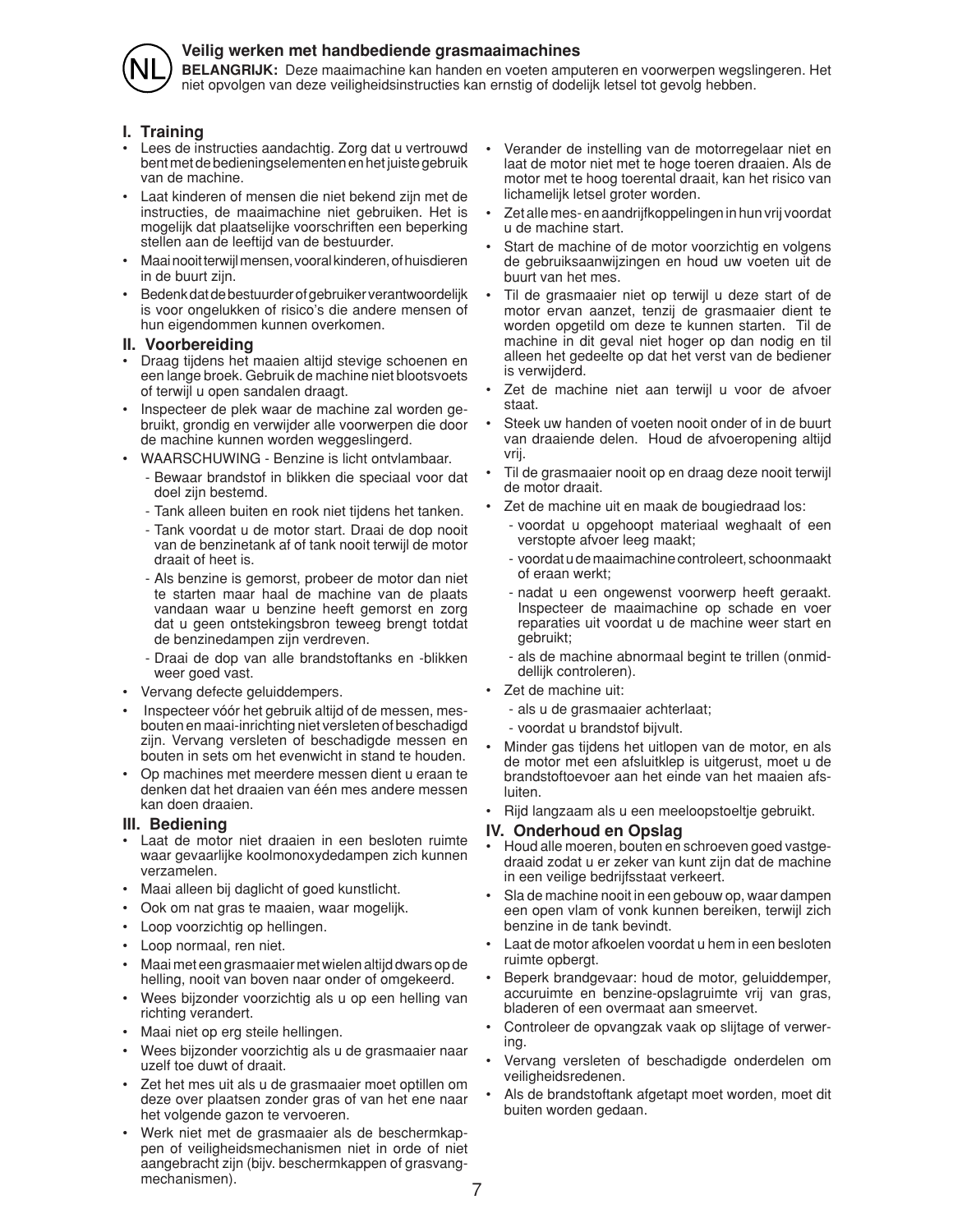# Veilig werken met handbediende grasmaaimachines

NL

**BELANGRIJK:** Deze maaimachine kan handen en voeten amputeren en voorwerpen wegslingeren. Het niet opvolgen van deze veiligheidsinstructies kan ernstig of dodelijk letsel tot gevolg hebben.

## I. Training

- Lees de instructies aandachtig. Zorg dat u vertrouwd bent met de bedieningselementen en het juiste gebruik van de machine.
- Laat kinderen of mensen die niet bekend zijn met de instructies, de maaimachine niet gebruiken. Het is mogelijk dat plaatselijke voorschriften een beperking stellen aan de leeftijd van de bestuurder.
- Maai nooit terwijl mensen, vooral kinderen, of huisdieren in de buurt zijn.
- Bedenk dat de bestuurder of gebruiker verantwoordelijk is voor ongelukken of risico's die andere mensen of hun eigendommen kunnen overkomen.

## II. Voorbereiding

- Draag tijdens het maaien altijd stevige schoenen en een lange broek. Gebruik de machine niet blootsvoets of terwijl u open sandalen draagt.
- Inspecteer de plek waar de machine zal worden gebruikt, grondig en verwijder alle voorwerpen die door de machine kunnen worden weggeslingerd.
- WAARSCHUWING - Benzine is licht ontvlambaar.
  - Bewaar brandstof in blikken die speciaal voor dat doel zijn bestemd.
  - Tank alleen buiten en rook niet tijdens het tanken.
  - Tank voordat u de motor start. Draai de dop nooit van de benzinetank af of tank nooit terwijl de motor draait of heet is.
  - Als benzine is gemorst, probeer de motor dan niet te starten maar haal de machine van de plaats vandaan waar u benzine heeft gemorst en zorg dat u geen ontstekingsbron teweeg brengt totdat de benzinedampen zijn verdreven.
  - Draai de dop van alle brandstoftanks en -blikken weer goed vast.
- Vervang defecte geluiddempers.
- Inspecteer vóór het gebruik altijd of de messen, mesbouten en maai-inrichting niet versleten of beschadigd zijn. Vervang versleten of beschadigde messen en bouten in sets om het evenwicht in stand te houden.
- Op machines met meerdere messen dient u eraan te denken dat het draaien van één mes andere messen kan doen draaien.

## III. Bediening

- Laat de motor niet draaien in een besloten ruimte waar gevaarlijke koolmonoxydedampen zich kunnen verzamelen.
- Maai alleen bij daglicht of goed kunstlicht.
- Ook om nat gras te maaien, waar mogelijk.
- Loop voorzichtig op hellingen.
- Loop normaal, ren niet.
- Maai met een grasmaaier met wielen altijd dwars op de helling, nooit van boven naar onder of omgekeerd.
- Wees bijzonder voorzichtig als u op een helling van richting verandert.
- Maai niet op erg steile hellingen.
- Wees bijzonder voorzichtig als u de grasmaaier naar uzelf toe duwt of draait.
- Zet het mes uit als u de grasmaaier moet optillen om deze over plaatsen zonder gras of van het ene naar het volgende gazon te vervoeren.
- Werk niet met de grasmaaier als de beschermkappen of veiligheidsmechanismen niet in orde of niet aangebracht zijn (bijv. beschermkappen of grasvangmechanismen).
- Verander de instelling van de motorregelaar niet en laat de motor niet met te hoge toeren draaien. Als de motor met te hoog toerental draait, kan het risico van lichamelijk letsel groter worden.
- Zet alle mes- en aandrijfkoppelingen in hun vrij voordat u de machine start.
- Start de machine of de motor voorzichtig en volgens de gebruiksaanwijzingen en houd uw voeten uit de buurt van het mes.
- Til de grasmaaier niet op terwijl u deze start of de motor ervan aanzet, tenzij de grasmaaier dient te worden opgetild om deze te kunnen starten. Til de machine in dit geval niet hoger op dan nodig en til alleen het gedeelte op dat het verst van de bediener is verwijderd.
- Zet de machine niet aan terwijl u voor de afvoer staat.
- Steek uw handen of voeten nooit onder of in de buurt van draaiende delen. Houd de afvoeropening altijd vrij.
- Til de grasmaaier nooit op en draag deze nooit terwijl de motor draait.
- Zet de machine uit en maak de bougiedraad los:
  - voordat u opgehoopt materiaal weghaalt of een verstopte afvoer leeg maakt;
  - voordat u de maaimachine controleert, schoonmaakt of eraan werkt;
  - nadat u een ongewenst voorwerp heeft geraakt. Inspecteer de maaimachine op schade en voer reparaties uit voordat u de machine weer start en gebruikt;
  - als de machine abnormaal begint te trillen (onmiddellijk controleren).
- Zet de machine uit:
  - als u de grasmaaier achterlaat;
  - voordat u brandstof bijvult.
- Minder gas tijdens het uitlopen van de motor, en als de motor met een afsluitklep is uitgerust, moet u de brandstoftoevoer aan het einde van het maaien afsluiten.
- Rijd langzaam als u een meeloopstoeltje gebruikt.

## IV. Onderhoud en Opslag

- Houd alle moeren, bouten en schroeven goed vastgedraaid zodat u er zeker van kunt zijn dat de machine in een veilige bedrijfsstaat verkeert.
- Sla de machine nooit in een gebouw op, waar dampen een open vlam of vonk kunnen bereiken, terwijl zich benzine in de tank bevindt.
- Laat de motor afkoelen voordat u hem in een besloten ruimte opbergt.
- Beperk brandgevaar: houd de motor, geluiddemper, accuruimte en benzine-opslagruimte vrij van gras, bladeren of een overmaat aan smeervet.
- Controleer de opvangzak vaak op slijtage of verwering.
- Vervang versleten of beschadigde onderdelen om veiligheidsredenen.
- Als de brandstoftank afgetapt moet worden, moet dit buiten worden gedaan.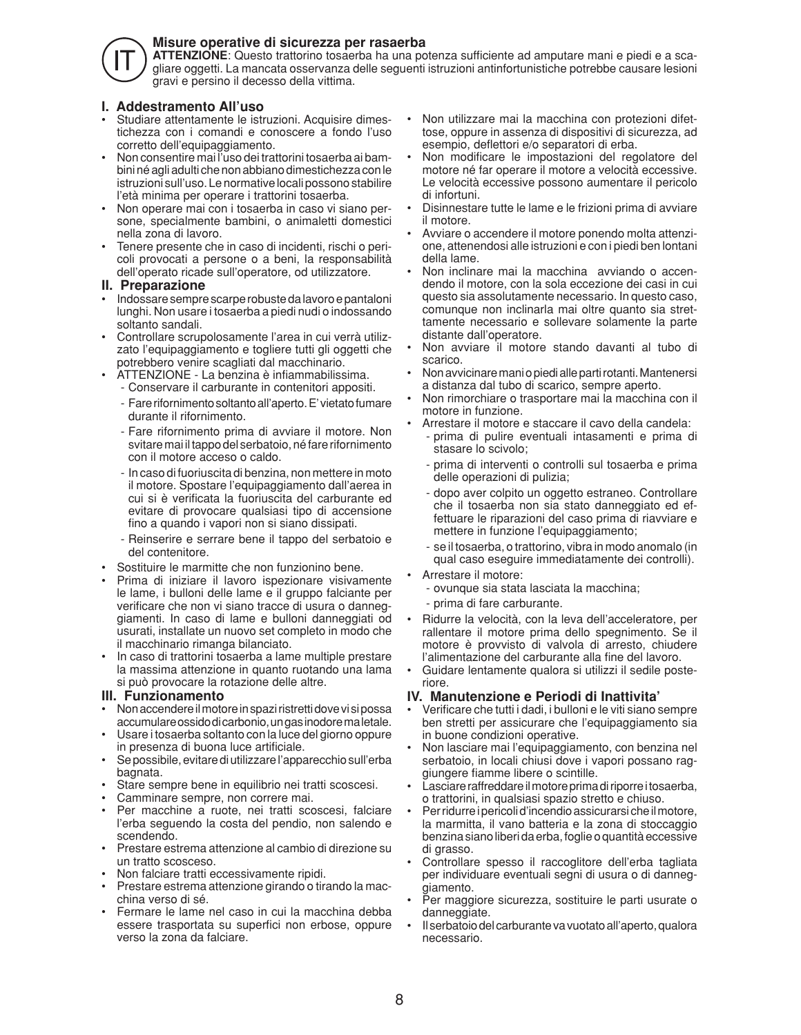IT

## Misure operative di sicurezza per rasaerba

**ATTENZIONE**: Questo trattorino tosaerba ha una potenza sufficiente ad amputare mani e piedi e a scagliare oggetti. La mancata osservanza delle seguenti istruzioni antinfortunistiche potrebbe causare lesioni gravi e persino il decesso della vittima.

### I. Addestramento All'uso

- Studiare attentamente le istruzioni. Acquisire dimestichezza con i comandi e conoscere a fondo l'uso corretto dell'equipaggiamento.
- Non consentire mai l'uso dei trattorini tosaerba ai bambini né agli adulti che non abbiano dimestichezza con le istruzioni sull'uso. Le normative locali possono stabilire l'età minima per operare i trattorini tosaerba.
- Non operare mai con i tosaerba in caso vi siano persone, specialmente bambini, o animaletti domestici nella zona di lavoro.
- Tenere presente che in caso di incidenti, rischi o pericoli provocati a persone o a beni, la responsabilità dell'operato ricade sull'operatore, od utilizzatore.

### II. Preparazione

- Indossare sempre scarpe robuste da lavoro e pantaloni lunghi. Non usare i tosaerba a piedi nudi o indossando soltanto sandali.
- Controllare scrupolosamente l'area in cui verrà utilizzato l'equipaggiamento e togliere tutti gli oggetti che potrebbero venire scagliati dal macchinario.
- ATTENZIONE - La benzina è infiammabilissima.
  - Conservare il carburante in contenitori appositi.
  - Fare rifornimento soltanto all'aperto. E' vietato fumare durante il rifornimento.
  - Fare rifornimento prima di avviare il motore. Non svitare mai il tappo del serbatoio, né fare rifornimento con il motore acceso o caldo.
  - In caso di fuoriuscita di benzina, non mettere in moto il motore. Spostare l'equipaggiamento dall'aerea in cui si è verificata la fuoriuscita del carburante ed evitare di provocare qualsiasi tipo di accensione fino a quando i vapori non si siano dissipati.
  - Reinserire e serrare bene il tappo del serbatoio e del contenitore.
- Sostituire le marmitte che non funzionino bene.
- Prima di iniziare il lavoro ispezionare visivamente le lame, i bulloni delle lame e il gruppo falciante per verificare che non vi siano tracce di usura o danneggiamenti. In caso di lame e bulloni danneggiati od usurati, installate un nuovo set completo in modo che il macchinario rimanga bilanciato.
- In caso di trattorini tosaerba a lame multiple prestare la massima attenzione in quanto ruotando una lama si può provocare la rotazione delle altre.

### III. Funzionamento

- Non accendere il motore in spazi ristretti dove vi si possa accumulare ossido di carbonio, un gas inodore ma letale.
- Usare i tosaerba soltanto con la luce del giorno oppure in presenza di buona luce artificiale.
- Se possibile, evitare di utilizzare l'apparecchio sull'erba bagnata.
- Stare sempre bene in equilibrio nei tratti scoscesi.
- Camminare sempre, non correre mai.
- Per macchine a ruote, nei tratti scoscesi, falciare l'erba seguendo la costa del pendio, non salendo e scendendo.
- Prestare estrema attenzione al cambio di direzione su un tratto scosceso.
- Non falciare tratti eccessivamente ripidi.
- Prestare estrema attenzione girando o tirando la macchina verso di sé.
- Fermare le lame nel caso in cui la macchina debba essere trasportata su superfici non erbose, oppure verso la zona da falciare.
- Non utilizzare mai la macchina con protezioni difettose, oppure in assenza di dispositivi di sicurezza, ad esempio, deflettori e/o separatori di erba.
- Non modificare le impostazioni del regolatore del motore né far operare il motore a velocità eccessive. Le velocità eccessive possono aumentare il pericolo di infortuni.
- Disinnestare tutte le lame e le frizioni prima di avviare il motore.
- Avviare o accendere il motore ponendo molta attenzione, attenendosi alle istruzioni e con i piedi ben lontani della lame.
- Non inclinare mai la macchina avviando o accendendo il motore, con la sola eccezione dei casi in cui questo sia assolutamente necessario. In questo caso, comunque non inclinarla mai oltre quanto sia strettamente necessario e sollevare solamente la parte distante dall'operatore.
- Non avviare il motore stando davanti al tubo di scarico.
- Non avvicinare mani o piedi alle parti rotanti. Mantenersi a distanza dal tubo di scarico, sempre aperto.
- Non rimorchiare o trasportare mai la macchina con il motore in funzione.
- Arrestare il motore e staccare il cavo della candela:
  - prima di pulire eventuali intasamenti e prima di stasare lo scivolo;
  - prima di interventi o controlli sul tosaerba e prima delle operazioni di pulizia;
  - dopo aver colpito un oggetto estraneo. Controllare che il tosaerba non sia stato danneggiato ed effettuare le riparazioni del caso prima di riavviare e mettere in funzione l'equipaggiamento;
  - se il tosaerba, o trattorino, vibra in modo anomalo (in qual caso eseguire immediatamente dei controlli).
- Arrestare il motore:
  - ovunque sia stata lasciata la macchina;
  - prima di fare carburante.
- Ridurre la velocità, con la leva dell'acceleratore, per rallentare il motore prima dello spegnimento. Se il motore è provvisto di valvola di arresto, chiudere l'alimentazione del carburante alla fine del lavoro.
- Guidare lentamente qualora si utilizzi il sedile posteriore.

### IV. Manutenzione e Periodi di Inattivita'

- Verificare che tutti i dadi, i bulloni e le viti siano sempre ben stretti per assicurare che l'equipaggiamento sia in buone condizioni operative.
- Non lasciare mai l'equipaggiamento, con benzina nel serbatoio, in locali chiusi dove i vapori possano raggiungere fiamme libere o scintille.
- Lasciare raffreddare il motore prima di riporre i tosaerba, o trattorini, in qualsiasi spazio stretto e chiuso.
- Per ridurre i pericoli d'incendio assicurarsi che il motore, la marmitta, il vano batteria e la zona di stoccaggio benzina siano liberi da erba, foglie o quantità eccessive di grasso.
- Controllare spesso il raccoglitore dell'erba tagliata per individuare eventuali segni di usura o di danneggiamento.
- Per maggiore sicurezza, sostituire le parti usurate o danneggiate.
- Il serbatoio del carburante va vuotato all'aperto, qualora necessario.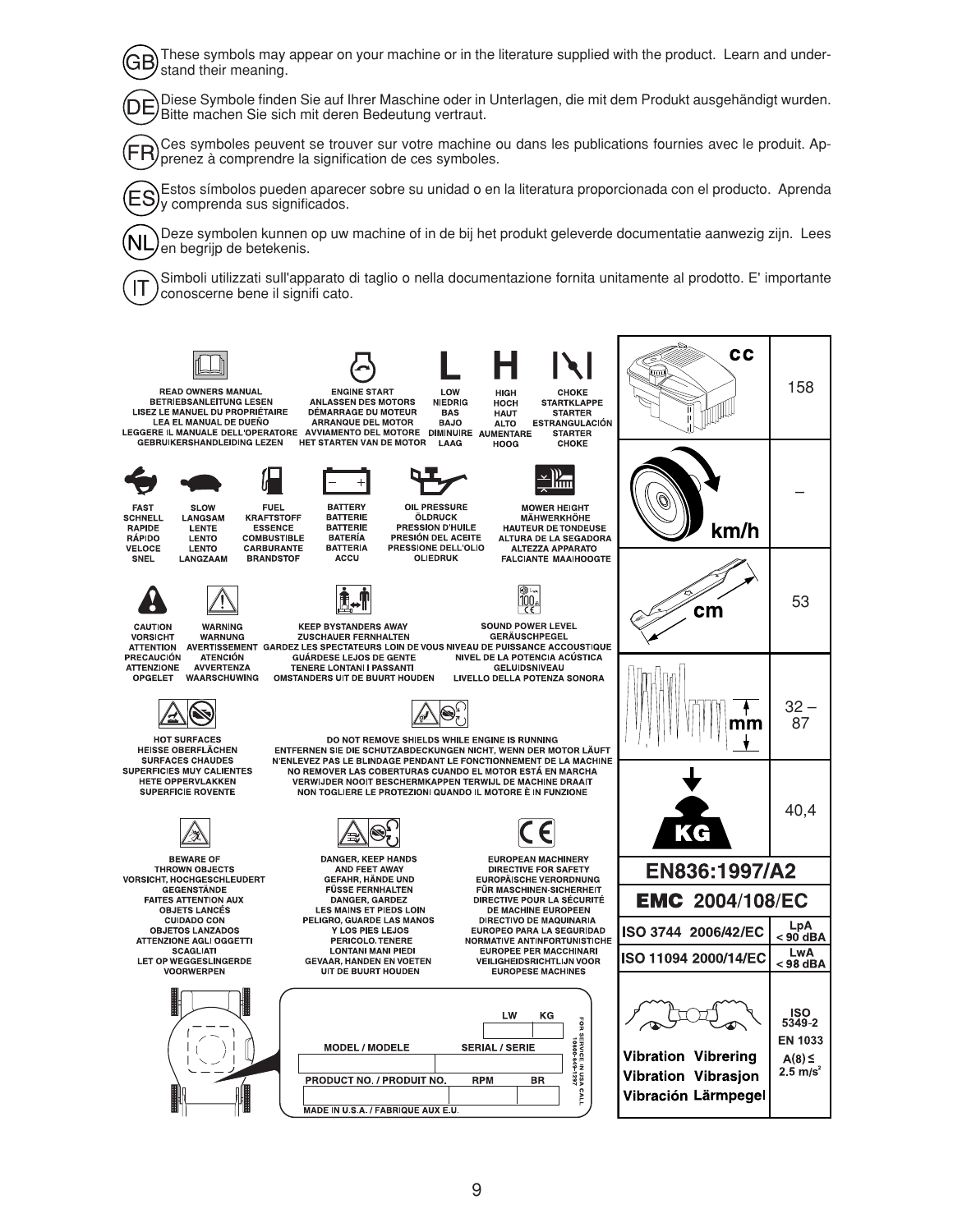GB These symbols may appear on your machine or in the literature supplied with the product. Learn and understand their meaning.

DE Diese Symbole finden Sie auf Ihrer Maschine oder in Unterlagen, die mit dem Produkt ausgehändigt wurden. Bitte machen Sie sich mit deren Bedeutung vertraut.

FR Ces symboles peuvent se trouver sur votre machine ou dans les publications fournies avec le produit. Apprenez à comprendre la signification de ces symboles.

ES Estos símbolos pueden aparecer sobre su unidad o en la literatura proporcionada con el producto. Aprenda y comprenda sus significados.

NL Deze symbolen kunnen op uw machine of in de bij het produkt geleverde documentatie aanwezig zijn. Lees en begrijp de betekenis.

IT Simboli utilizzati sull'apparato di taglio o nella documentazione fornita unitamente al prodotto. E' importante conoscerne bene il signifi cato.

READ OWNERS MANUAL
BETRIEBSANLEITUNG LESEN
LISEZ LE MANUEL DU PROPRIÉTAIRE
LEA EL MANUAL DE DUEÑO
LEGGERE IL MANUALE DELL'OPERATORE
GEBRUIKERSHANDLEIDING LEZEN

ENGINE START
ANLASSEN DES MOTORS
DÉMARRAGE DU MOTEUR
ARRANQUE DEL MOTOR
AVVIAMENTO DEL MOTORE
HET STARTEN VAN DE MOTOR

L
LOW
NIEDRIG
BAS
BAJO
DIMINUIRE
LAAG

H
HIGH
HOCH
HAUT
ALTO
AUMENTARE
HOOG

CHOKE
STARTKLAPPE
STARTER
ESTRANGULACIÓN
STARTER
CHOKE

FAST
SCHNELL
RAPIDE
RÁPIDO
VELOCE
SNEL

SLOW
LANGSAM
LENTE
LENTO
LENTO
LANGZAAM

FUEL
KRAFTSTOFF
ESSENCE
COMBUSTIBLE
CARBURANTE
BRANDSTOF

BATTERY
BATTERIE
BATTERIE
BATERÍA
BATTERIA
ACCU

OIL PRESSURE
ÖLDRUCK
PRESSION D'HUILE
PRESIÓN DEL ACEITE
PRESSIONE DELL'OLIO
OLIEDRUK

MOWER HEIGHT
MÄHWERKHÖHE
HAUTEUR DE TONDEUSE
ALTURA DE LA SEGADORA
ALTEZZA APPARATO FALCIANTE
MAAIHOOGTE

CAUTION
VORSICHT
ATTENTION
PRECAUCIÓN
ATTENZIONE
OPGELET

WARNING
WARNUNG
AVERTISSEMENT
ATENCIÓN
AVVERTENZA
WAARSCHUWING

KEEP BYSTANDERS AWAY
ZUSCHAUER FERNHALTEN
GARDEZ LES SPECTATEURS LOIN DE VOUS
GUÁRDESE LEJOS DE GENTE
TENERE LONTANI I PASSANTI
OMSTANDERS UIT DE BUURT HOUDEN

SOUND POWER LEVEL
GERÄUSCHPEGEL
NIVEAU DE PUISSANCE ACCOUSTIQUE
NIVEL DE LA POTENCIA ACÚSTICA
GELUIDSNIVEAU
LIVELLO DELLA POTENZA SONORA

HOT SURFACES
HEISSE OBERFLÄCHEN
SURFACES CHAUDES
SUPERFICIES MUY CALIENTES
HETE OPPERVLAKKEN
SUPERFICIE ROVENTE

DO NOT REMOVE SHIELDS WHILE ENGINE IS RUNNING
ENTFERNEN SIE DIE SCHUTZABDECKUNGEN NICHT, WENN DER MOTOR LÄUFT
N'ENLEVEZ PAS LE BLINDAGE PENDANT LE FONCTIONNEMENT DE LA MACHINE
NO REMOVER LAS COBERTURAS CUANDO EL MOTOR ESTÁ EN MARCHA
VERWIJDER NOOIT BESCHERMKAPPEN TERWIJL DE MACHINE DRAAIT
NON TOGLIERE LE PROTEZIONI QUANDO IL MOTORE È IN FUNZIONE

BEWARE OF THROWN OBJECTS
VORSICHT, HOCHGESCHLEUDERT GEGENSTÄNDE
FAITES ATTENTION AUX OBJETS LANCÉS
CUIDADO CON OBJETOS LANZADOS
ATTENZIONE AGLI OGGETTI SCAGLIATI
LET OP WEGGESLINGERDE VOORWERPEN

DANGER, KEEP HANDS AND FEET AWAY
GEFAHR, HÄNDE UND FÜSSE FERNHALTEN
DANGER, GARDEZ LES MAINS ET PIEDS LOIN
PELIGRO, GUARDE LAS MANOS Y LOS PIES LEJOS
PERICOLO.TENERE LONTANI MANI PIEDI
GEVAAR, HANDEN EN VOETEN UIT DE BUURT HOUDEN

EUROPEAN MACHINERY DIRECTIVE FOR SAFETY
EUROPÄISCHE VERORDNUNG FÜR MASCHINEN-SICHERHEIT
DIRECTIVE POUR LA SÉCURITÉ DE MACHINE EUROPEEN
DIRECTIVO DE MAQUINARIA EUROPEO PARA LA SEGURIDAD
NORMATIVE ANTINFORTUNISTICHE EUROPEE PER MACCHINARI
VEILIGHEIDSRICHTLIJN VOOR EUROPESE MACHINES

| | |
|---|---|
| cc | 158 |
| km/h | – |
| cm | 53 |
| mm | 32 – 87 |
| KG | 40,4 |

EN836:1997/A2

EMC 2004/108/EC

| | |
|---|---|
| ISO 3744 2006/42/EC | LpA < 90 dBA |
| ISO 11094 2000/14/EC | LwA < 98 dBA |

Vibration Vibrering
Vibration Vibrasjon
Vibración Lärmpegel

ISO 5349-2
EN 1033
A(8) ≤ 2.5 m/s²

| | | | |
|---|---|---|---|
| | | LW | KG |
| MODEL / MODELE | SERIAL / SERIE | | |
| PRODUCT NO. / PRODUIT NO. | RPM | BR | |

MADE IN U.S.A. / FABRIQUE AUX E.U.

FOR SERVICE IN USA CALL 1-800-849-1297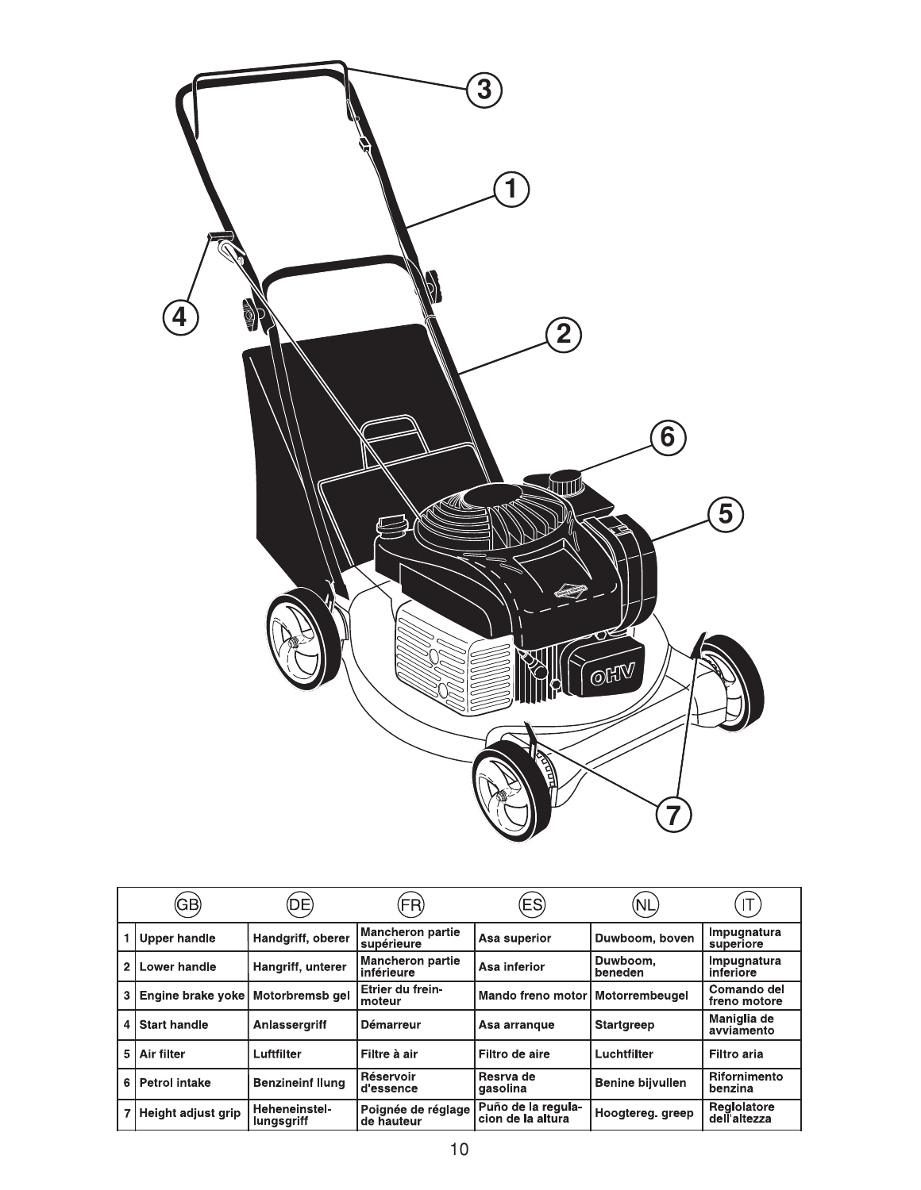3

1

4

2

6

5

7

| | GB | DE | FR | ES | NL | IT |
|---|---|---|---|---|---|---|
| 1 | Upper handle | Handgriff, oberer | Mancheron partie supérieure | Asa superior | Duwboom, boven | Impugnatura superiore |
| 2 | Lower handle | Hangriff, unterer | Mancheron partie inférieure | Asa inferior | Duwboom, beneden | Impugnatura inferiore |
| 3 | Engine brake yoke | Motorbremsb gel | Etrier du frein-moteur | Mando freno motor | Motorrembeugel | Comando del freno motore |
| 4 | Start handle | Anlassergriff | Démarreur | Asa arranque | Startgreep | Maniglia de avviamento |
| 5 | Air filter | Luftfilter | Filtre à air | Filtro de aire | Luchtfilter | Filtro aria |
| 6 | Petrol intake | Benzineinf llung | Réservoir d'essence | Resrva de gasolina | Benine bijvullen | Rifornimento benzina |
| 7 | Height adjust grip | Heheneinstel-lungsgriff | Poignée de réglage de hauteur | Puño de la regula-cion de la altura | Hoogtereg. greep | Reglolatore dell'altezza |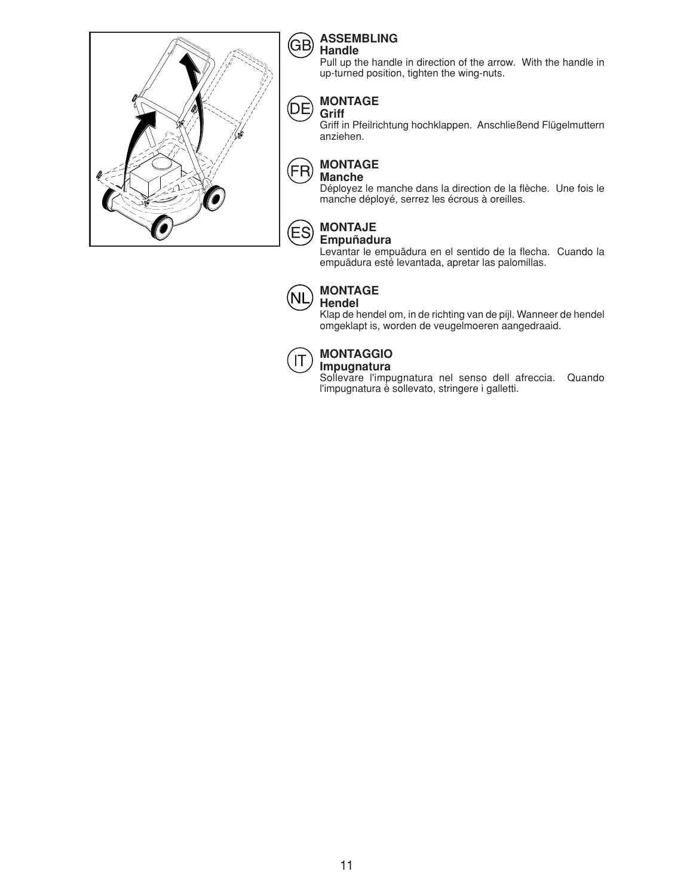GB

**ASSEMBLING**
**Handle**

Pull up the handle in direction of the arrow. With the handle in up-turned position, tighten the wing-nuts.

DE

**MONTAGE**
**Griff**

Griff in Pfeilrichtung hochklappen. Anschließend Flügelmuttern anziehen.

FR

**MONTAGE**
**Manche**

Déployez le manche dans la direction de la flèche. Une fois le manche déployé, serrez les écrous à oreilles.

ES

**MONTAJE**
**Empuñadura**

Levantar le empuãdura en el sentido de la flecha. Cuando la empuãdura esté levantada, apretar las palomillas.

NL

**MONTAGE**
**Hendel**

Klap de hendel om, in de richting van de pijl. Wanneer de hendel omgeklapt is, worden de veugelmoeren aangedraaid.

IT

**MONTAGGIO**
**Impugnatura**

Sollevare l'impugnatura nel senso dell afreccia. Quando l'impugnatura è sollevato, stringere i galletti.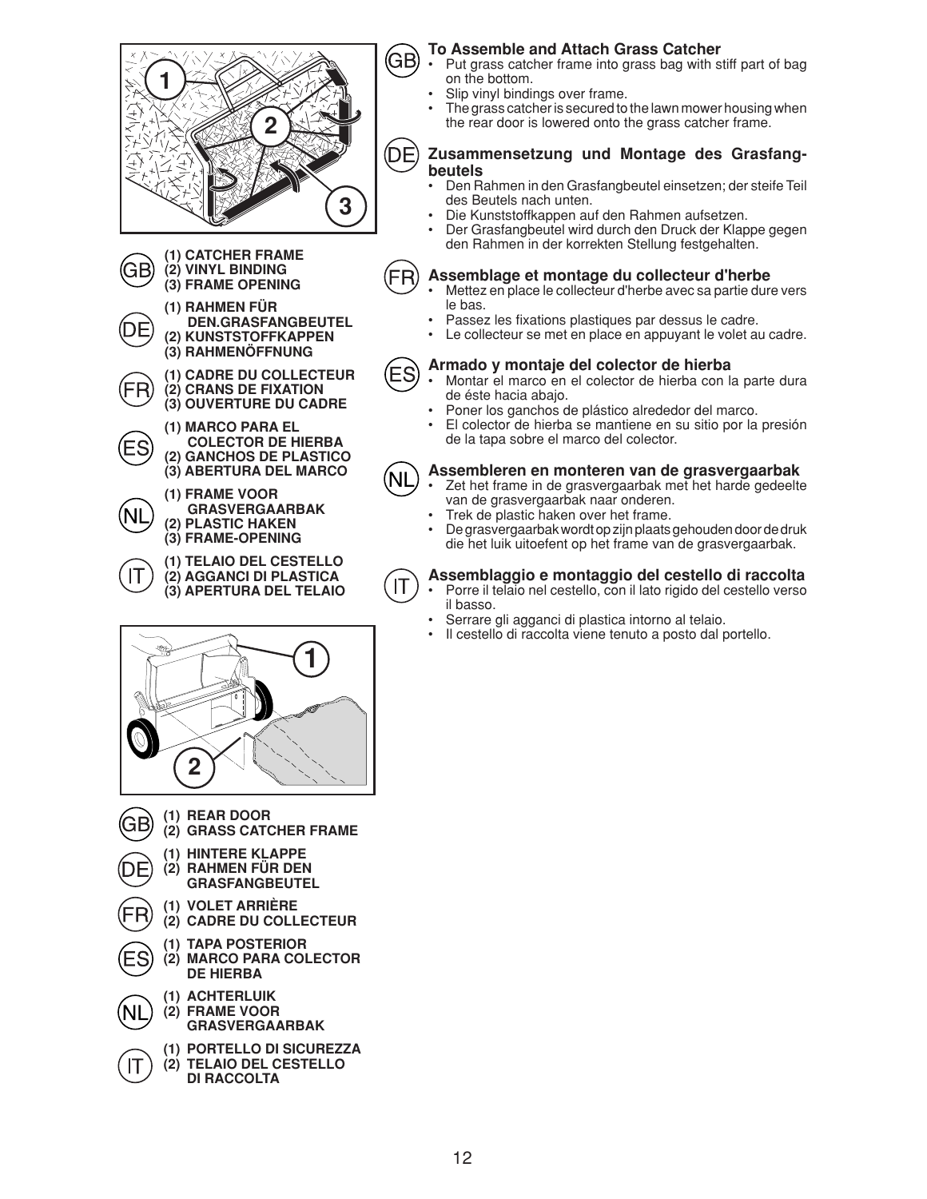GB
(1) CATCHER FRAME
(2) VINYL BINDING
(3) FRAME OPENING

DE
(1) RAHMEN FÜR DEN.GRASFANGBEUTEL
(2) KUNSTSTOFFKAPPEN
(3) RAHMENÖFFNUNG

FR
(1) CADRE DU COLLECTEUR
(2) CRANS DE FIXATION
(3) OUVERTURE DU CADRE

ES
(1) MARCO PARA EL COLECTOR DE HIERBA
(2) GANCHOS DE PLASTICO
(3) ABERTURA DEL MARCO

NL
(1) FRAME VOOR GRASVERGAARBAK
(2) PLASTIC HAKEN
(3) FRAME-OPENING

IT
(1) TELAIO DEL CESTELLO
(2) AGGANCI DI PLASTICA
(3) APERTURA DEL TELAIO

GB
(1) REAR DOOR
(2) GRASS CATCHER FRAME

DE
(1) HINTERE KLAPPE
(2) RAHMEN FÜR DEN GRASFANGBEUTEL

FR
(1) VOLET ARRIÈRE
(2) CADRE DU COLLECTEUR

ES
(1) TAPA POSTERIOR
(2) MARCO PARA COLECTOR DE HIERBA

NL
(1) ACHTERLUIK
(2) FRAME VOOR GRASVERGAARBAK

IT
(1) PORTELLO DI SICUREZZA
(2) TELAIO DEL CESTELLO DI RACCOLTA

## GB — To Assemble and Attach Grass Catcher

- Put grass catcher frame into grass bag with stiff part of bag on the bottom.
- Slip vinyl bindings over frame.
- The grass catcher is secured to the lawn mower housing when the rear door is lowered onto the grass catcher frame.

## DE — Zusammensetzung und Montage des Grasfangbeutels

- Den Rahmen in den Grasfangbeutel einsetzen; der steife Teil des Beutels nach unten.
- Die Kunststoffkappen auf den Rahmen aufsetzen.
- Der Grasfangbeutel wird durch den Druck der Klappe gegen den Rahmen in der korrekten Stellung festgehalten.

## FR — Assemblage et montage du collecteur d'herbe

- Mettez en place le collecteur d'herbe avec sa partie dure vers le bas.
- Passez les fixations plastiques par dessus le cadre.
- Le collecteur se met en place en appuyant le volet au cadre.

## ES — Armado y montaje del colector de hierba

- Montar el marco en el colector de hierba con la parte dura de éste hacia abajo.
- Poner los ganchos de plástico alrededor del marco.
- El colector de hierba se mantiene en su sitio por la presión de la tapa sobre el marco del colector.

## NL — Assembleren en monteren van de grasvergaarbak

- Zet het frame in de grasvergaarbak met het harde gedeelte van de grasvergaarbak naar onderen.
- Trek de plastic haken over het frame.
- De grasvergaarbak wordt op zijn plaats gehouden door de druk die het luik uitoefent op het frame van de grasvergaarbak.

## IT — Assemblaggio e montaggio del cestello di raccolta

- Porre il telaio nel cestello, con il lato rigido del cestello verso il basso.
- Serrare gli agganci di plastica intorno al telaio.
- Il cestello di raccolta viene tenuto a posto dal portello.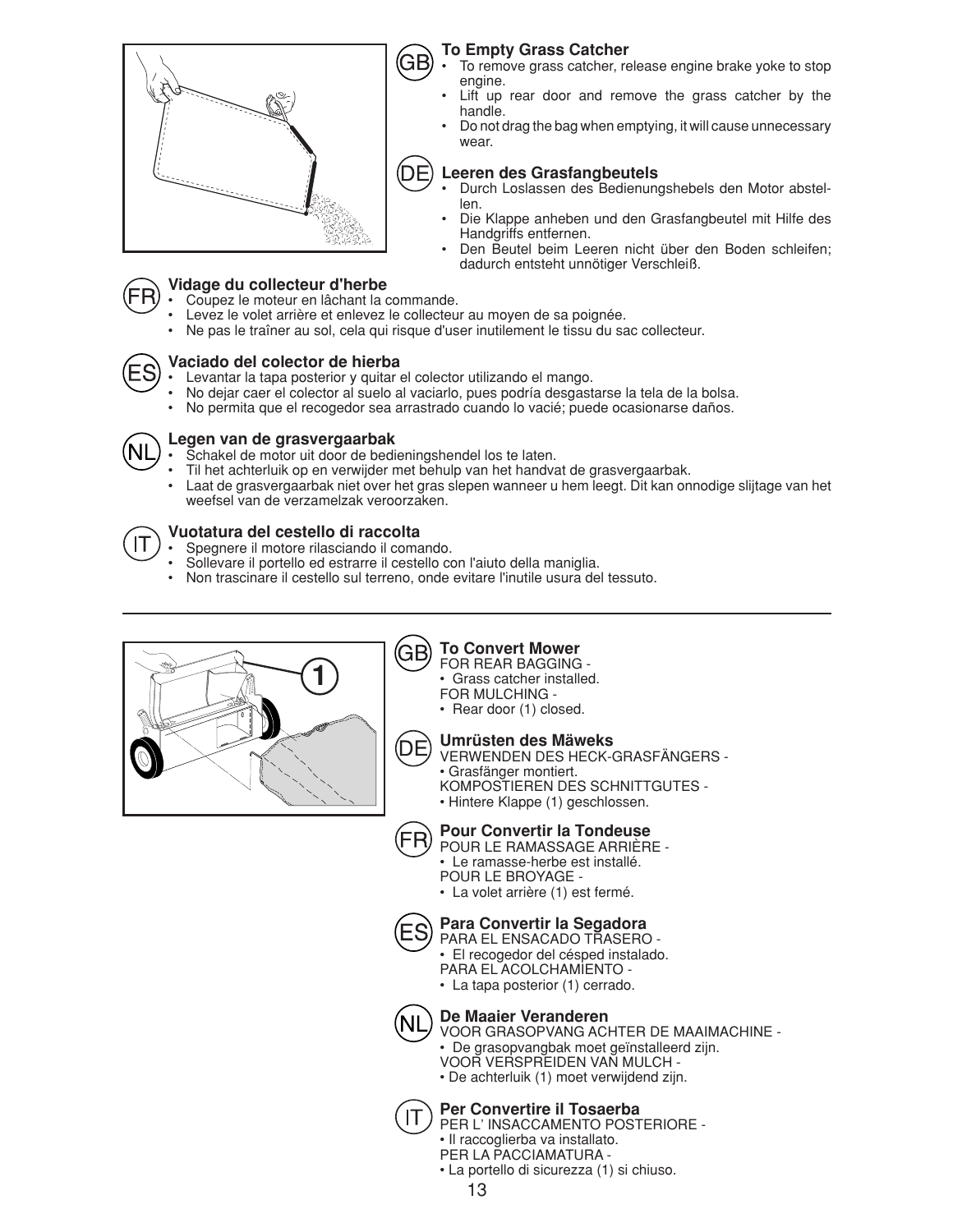### GB — To Empty Grass Catcher

- To remove grass catcher, release engine brake yoke to stop engine.
- Lift up rear door and remove the grass catcher by the handle.
- Do not drag the bag when emptying, it will cause unnecessary wear.

### DE — Leeren des Grasfangbeutels

- Durch Loslassen des Bedienungshebels den Motor abstellen.
- Die Klappe anheben und den Grasfangbeutel mit Hilfe des Handgriffs entfernen.
- Den Beutel beim Leeren nicht über den Boden schleifen; dadurch entsteht unnötiger Verschleiß.

### FR — Vidage du collecteur d'herbe

- Coupez le moteur en lâchant la commande.
- Levez le volet arrière et enlevez le collecteur au moyen de sa poignée.
- Ne pas le traîner au sol, cela qui risque d'user inutilement le tissu du sac collecteur.

### ES — Vaciado del colector de hierba

- Levantar la tapa posterior y quitar el colector utilizando el mango.
- No dejar caer el colector al suelo al vaciarlo, pues podría desgastarse la tela de la bolsa.
- No permita que el recogedor sea arrastrado cuando lo vacié; puede ocasionarse daños.

### NL — Legen van de grasvergaarbak

- Schakel de motor uit door de bedieningshendel los te laten.
- Til het achterluik op en verwijder met behulp van het handvat de grasvergaarbak.
- Laat de grasvergaarbak niet over het gras slepen wanneer u hem leegt. Dit kan onnodige slijtage van het weefsel van de verzamelzak veroorzaken.

### IT — Vuotatura del cestello di raccolta

- Spegnere il motore rilasciando il comando.
- Sollevare il portello ed estrarre il cestello con l'aiuto della maniglia.
- Non trascinare il cestello sul terreno, onde evitare l'inutile usura del tessuto.

---

1

### GB — To Convert Mower

FOR REAR BAGGING -
- Grass catcher installed.

FOR MULCHING -
- Rear door (1) closed.

### DE — Umrüsten des Mäweks

VERWENDEN DES HECK-GRASFÄNGERS -
- Grasfänger montiert.

KOMPOSTIEREN DES SCHNITTGUTES -
- Hintere Klappe (1) geschlossen.

### FR — Pour Convertir la Tondeuse

POUR LE RAMASSAGE ARRIÈRE -
- Le ramasse-herbe est installé.

POUR LE BROYAGE -
- La volet arrière (1) est fermé.

### ES — Para Convertir la Segadora

PARA EL ENSACADO TRASERO -
- El recogedor del césped instalado.

PARA EL ACOLCHAMIENTO -
- La tapa posterior (1) cerrado.

### NL — De Maaier Veranderen

VOOR GRASOPVANG ACHTER DE MAAIMACHINE -
- De grasopvangbak moet geïnstalleerd zijn.

VOOR VERSPREIDEN VAN MULCH -
- De achterluik (1) moet verwijdend zijn.

### IT — Per Convertire il Tosaerba

PER L' INSACCAMENTO POSTERIORE -
- Il raccoglierba va installato.

PER LA PACCIAMATURA -
- La portello di sicurezza (1) si chiuso.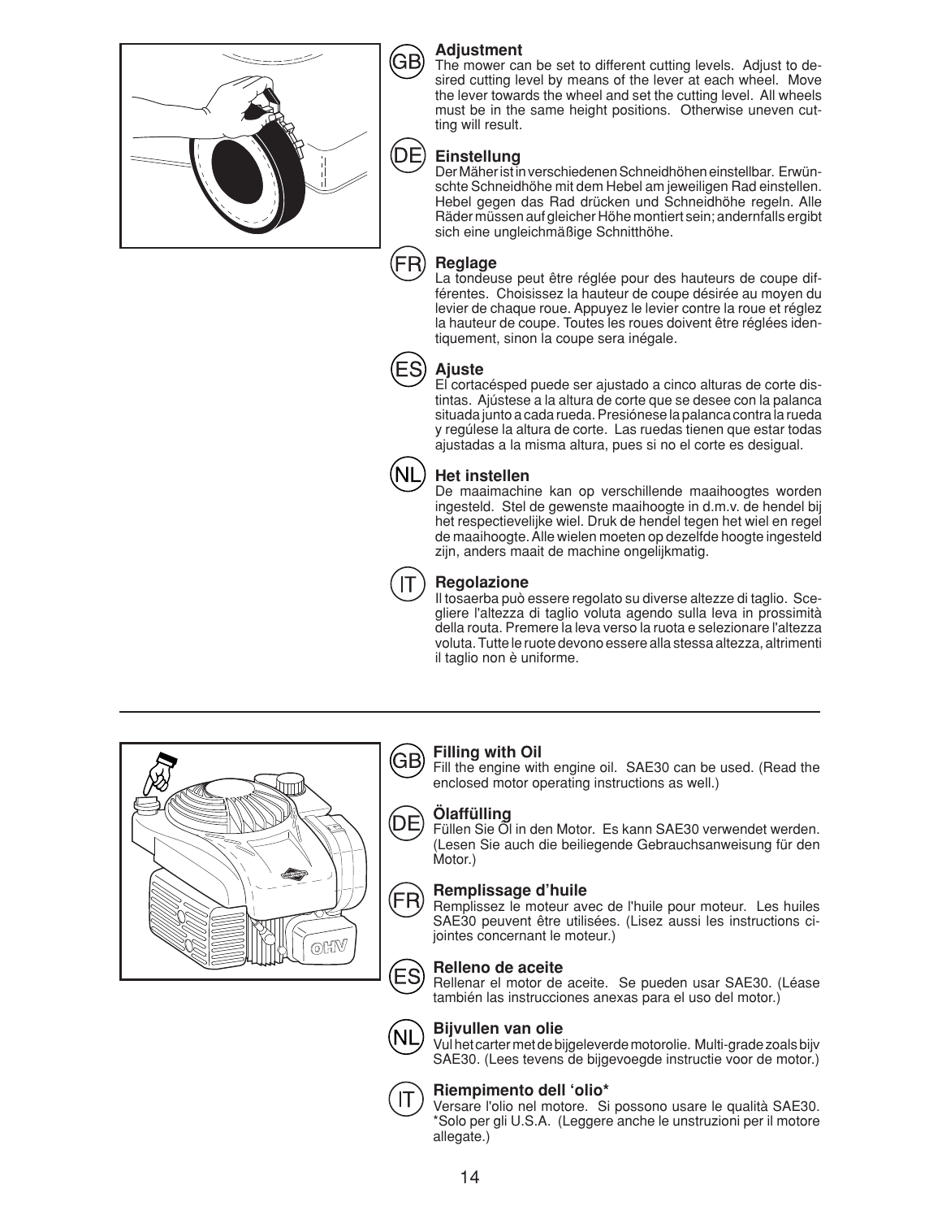### GB Adjustment

The mower can be set to different cutting levels. Adjust to desired cutting level by means of the lever at each wheel. Move the lever towards the wheel and set the cutting level. All wheels must be in the same height positions. Otherwise uneven cutting will result.

### DE Einstellung

Der Mäher ist in verschiedenen Schneidhöhen einstellbar. Erwünschte Schneidhöhe mit dem Hebel am jeweiligen Rad einstellen. Hebel gegen das Rad drücken und Schneidhöhe regeln. Alle Räder müssen auf gleicher Höhe montiert sein; andernfalls ergibt sich eine ungleichmäßige Schnitthöhe.

### FR Reglage

La tondeuse peut être réglée pour des hauteurs de coupe différentes. Choisissez la hauteur de coupe désirée au moyen du levier de chaque roue. Appuyez le levier contre la roue et réglez la hauteur de coupe. Toutes les roues doivent être réglées identiquement, sinon la coupe sera inégale.

### ES Ajuste

El cortacésped puede ser ajustado a cinco alturas de corte distintas. Ajústese a la altura de corte que se desee con la palanca situada junto a cada rueda. Presiónese la palanca contra la rueda y regúlese la altura de corte. Las ruedas tienen que estar todas ajustadas a la misma altura, pues si no el corte es desigual.

### NL Het instellen

De maaimachine kan op verschillende maaihoogtes worden ingesteld. Stel de gewenste maaihoogte in d.m.v. de hendel bij het respectievelijke wiel. Druk de hendel tegen het wiel en regel de maaihoogte. Alle wielen moeten op dezelfde hoogte ingesteld zijn, anders maait de machine ongelijkmatig.

### IT Regolazione

Il tosaerba può essere regolato su diverse altezze di taglio. Scegliere l'altezza di taglio voluta agendo sulla leva in prossimità della routa. Premere la leva verso la ruota e selezionare l'altezza voluta. Tutte le ruote devono essere alla stessa altezza, altrimenti il taglio non è uniforme.

---

### GB Filling with Oil

Fill the engine with engine oil. SAE30 can be used. (Read the enclosed motor operating instructions as well.)

### DE Ölaffülling

Füllen Sie Öl in den Motor. Es kann SAE30 verwendet werden. (Lesen Sie auch die beiliegende Gebrauchsanweisung für den Motor.)

### FR Remplissage d'huile

Remplissez le moteur avec de l'huile pour moteur. Les huiles SAE30 peuvent être utilisées. (Lisez aussi les instructions ci-jointes concernant le moteur.)

### ES Relleno de aceite

Rellenar el motor de aceite. Se pueden usar SAE30. (Léase también las instrucciones anexas para el uso del motor.)

### NL Bijvullen van olie

Vul het carter met de bijgeleverde motorolie. Multi-grade zoals bijv SAE30. (Lees tevens de bijgevoegde instructie voor de motor.)

### IT Riempimento dell 'olio*

Versare l'olio nel motore. Si possono usare le qualità SAE30. *Solo per gli U.S.A. (Leggere anche le unstruzioni per il motore allegate.)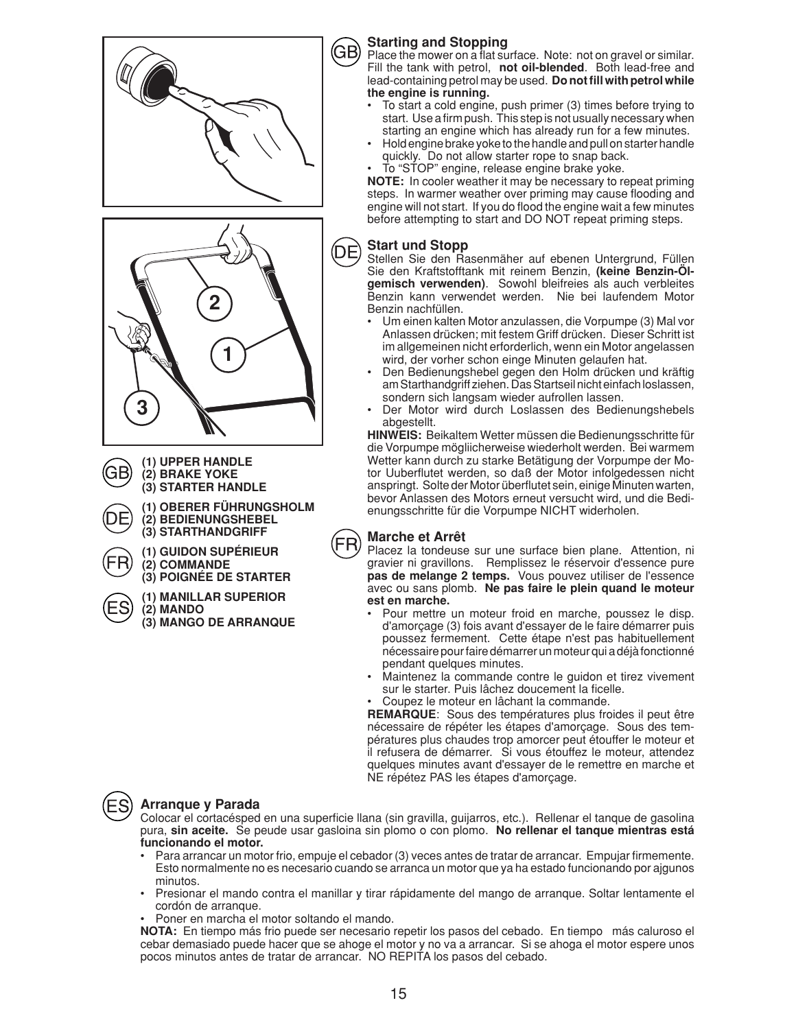(1) UPPER HANDLE
(2) BRAKE YOKE
(3) STARTER HANDLE

(1) OBERER FÜHRUNGSHOLM
(2) BEDIENUNGSHEBEL
(3) STARTHANDGRIFF

(1) GUIDON SUPÉRIEUR
(2) COMMANDE
(3) POIGNÉE DE STARTER

(1) MANILLAR SUPERIOR
(2) MANDO
(3) MANGO DE ARRANQUE

## Starting and Stopping

Place the mower on a flat surface. Note: not on gravel or similar. Fill the tank with petrol, **not oil-blended**. Both lead-free and lead-containing petrol may be used. **Do not fill with petrol while the engine is running.**

- To start a cold engine, push primer (3) times before trying to start. Use a firm push. This step is not usually necessary when starting an engine which has already run for a few minutes.
- Hold engine brake yoke to the handle and pull on starter handle quickly. Do not allow starter rope to snap back.
- To "STOP" engine, release engine brake yoke.

**NOTE:** In cooler weather it may be necessary to repeat priming steps. In warmer weather over priming may cause flooding and engine will not start. If you do flood the engine wait a few minutes before attempting to start and DO NOT repeat priming steps.

## Start und Stopp

Stellen Sie den Rasenmäher auf ebenen Untergrund, Füllen Sie den Kraftstofftank mit reinem Benzin, **(keine Benzin-Öl-gemisch verwenden)**. Sowohl bleifreies als auch verbleites Benzin kann verwendet werden. Nie bei laufendem Motor Benzin nachfüllen.

- Um einen kalten Motor anzulassen, die Vorpumpe (3) Mal vor Anlassen drücken; mit festem Griff drücken. Dieser Schritt ist im allgemeinen nicht erforderlich, wenn ein Motor angelassen wird, der vorher schon einge Minuten gelaufen hat.
- Den Bedienungshebel gegen den Holm drücken und kräftig am Starthandgriff ziehen. Das Startseil nicht einfach loslassen, sondern sich langsam wieder aufrollen lassen.
- Der Motor wird durch Loslassen des Bedienungshebels abgestellt.

**HINWEIS:** Beikaltem Wetter müssen die Bedienungsschritte für die Vorpumpe mögliicherweise wiederholt werden. Bei warmem Wetter kann durch zu starke Betätigung der Vorpumpe der Motor Uuberflutet werden, so daß der Motor infolgedessen nicht anspringt. Solte der Motor überflutet sein, einige Minuten warten, bevor Anlassen des Motors erneut versucht wird, und die Bedienungsschritte für die Vorpumpe NICHT widerholen.

## Marche et Arrêt

Placez la tondeuse sur une surface bien plane. Attention, ni gravier ni gravillons. Remplissez le réservoir d'essence pure **pas de melange 2 temps.** Vous pouvez utiliser de l'essence avec ou sans plomb. **Ne pas faire le plein quand le moteur est en marche.**

- Pour mettre un moteur froid en marche, poussez le disp. d'amorçage (3) fois avant d'essayer de le faire démarrer puis poussez fermement. Cette étape n'est pas habituellement nécessaire pour faire démarrer un moteur qui a déjà fonctionné pendant quelques minutes.
- Maintenez la commande contre le guidon et tirez vivement sur le starter. Puis lâchez doucement la ficelle.
- Coupez le moteur en lâchant la commande.

**REMARQUE**: Sous des températures plus froides il peut être nécessaire de répéter les étapes d'amorçage. Sous des températures plus chaudes trop amorcer peut étouffer le moteur et il refusera de démarrer. Si vous étouffez le moteur, attendez quelques minutes avant d'essayer de le remettre en marche et NE répétez PAS les étapes d'amorçage.

## Arranque y Parada

Colocar el cortacésped en una superficie llana (sin gravilla, guijarros, etc.). Rellenar el tanque de gasolina pura, **sin aceite.** Se peude usar gasloina sin plomo o con plomo. **No rellenar el tanque mientras está funcionando el motor.**

- Para arrancar un motor frio, empuje el cebador (3) veces antes de tratar de arrancar. Empujar firmemente. Esto normalmente no es necesario cuando se arranca un motor que ya ha estado funcionando por ajgunos minutos.
- Presionar el mando contra el manillar y tirar rápidamente del mango de arranque. Soltar lentamente el cordón de arranque.
- Poner en marcha el motor soltando el mando.

**NOTA:** En tiempo más frio puede ser necesario repetir los pasos del cebado. En tiempo más caluroso el cebar demasiado puede hacer que se ahoge el motor y no va a arrancar. Si se ahoga el motor espere unos pocos minutos antes de tratar de arrancar. NO REPITA los pasos del cebado.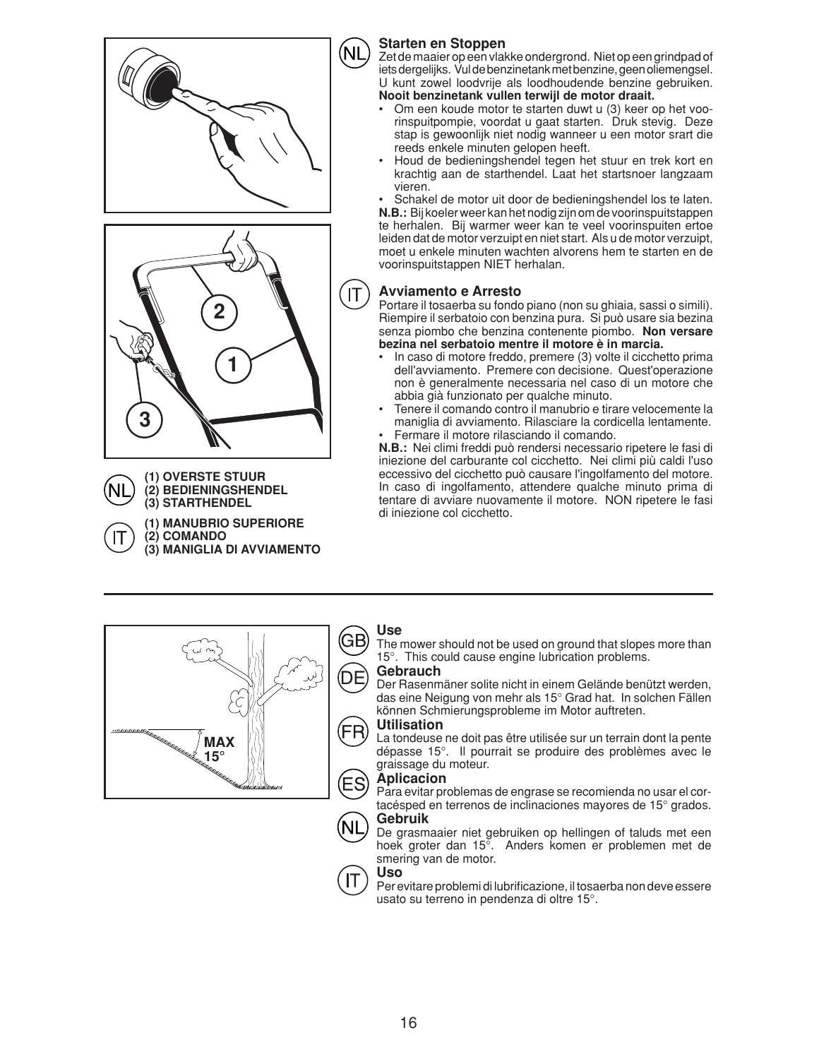(NL)
**(1) OVERSTE STUUR**
**(2) BEDIENINGSHENDEL**
**(3) STARTHENDEL**

(IT)
**(1) MANUBRIO SUPERIORE**
**(2) COMANDO**
**(3) MANIGLIA DI AVVIAMENTO**

## (NL) Starten en Stoppen

Zet de maaier op een vlakke ondergrond. Niet op een grindpad of iets dergelijks. Vul de benzinetank met benzine, geen oliemengsel. U kunt zowel loodvrije als loodhoudende benzine gebruiken. **Nooit benzinetank vullen terwijl de motor draait.**

- Om een koude motor te starten duwt u (3) keer op het voorinspuitpompie, voordat u gaat starten. Druk stevig. Deze stap is gewoonlijk niet nodig wanneer u een motor srart die reeds enkele minuten gelopen heeft.
- Houd de bedieningshendel tegen het stuur en trek kort en krachtig aan de starthendel. Laat het startsnoer langzaam vieren.
- Schakel de motor uit door de bedieningshendel los te laten.

**N.B.:** Bij koeler weer kan het nodig zijn om de voorinspuitstappen te herhalen. Bij warmer weer kan te veel voorinspuiten ertoe leiden dat de motor verzuipt en niet start. Als u de motor verzuipt, moet u enkele minuten wachten alvorens hem te starten en de voorinspuitstappen NIET herhalan.

## (IT) Avviamento e Arresto

Portare il tosaerba su fondo piano (non su ghiaia, sassi o simili). Riempire il serbatoio con benzina pura. Si può usare sia bezina senza piombo che benzina contenente piombo. **Non versare bezina nel serbatoio mentre il motore è in marcia.**

- In caso di motore freddo, premere (3) volte il cicchetto prima dell'avviamento. Premere con decisione. Quest'operazione non è generalmente necessaria nel caso di un motore che abbia già funzionato per qualche minuto.
- Tenere il comando contro il manubrio e tirare velocemente la maniglia di avviamento. Rilasciare la cordicella lentamente.
- Fermare il motore rilasciando il comando.

**N.B.:** Nei climi freddi può rendersi necessario ripetere le fasi di iniezione del carburante col cicchetto. Nei climi più caldi l'uso eccessivo del cicchetto può causare l'ingolfamento del motore. In caso di ingolfamento, attendere qualche minuto prima di tentare di avviare nuovamente il motore. NON ripetere le fasi di iniezione col cicchetto.

---

MAX 15°

## (GB) Use

The mower should not be used on ground that slopes more than 15°. This could cause engine lubrication problems.

## (DE) Gebrauch

Der Rasenmäner solite nicht in einem Gelände benützt werden, das eine Neigung von mehr als 15° Grad hat. In solchen Fällen können Schmierungsprobleme im Motor auftreten.

## (FR) Utilisation

La tondeuse ne doit pas être utilisée sur un terrain dont la pente dépasse 15°. Il pourrait se produire des problèmes avec le graissage du moteur.

## (ES) Aplicacion

Para evitar problemas de engrase se recomienda no usar el cortacésped en terrenos de inclinaciones mayores de 15° grados.

## (NL) Gebruik

De grasmaaier niet gebruiken op hellingen of taluds met een hoek groter dan 15°. Anders komen er problemen met de smering van de motor.

## (IT) Uso

Per evitare problemi di lubrificazione, il tosaerba non deve essere usato su terreno in pendenza di oltre 15°.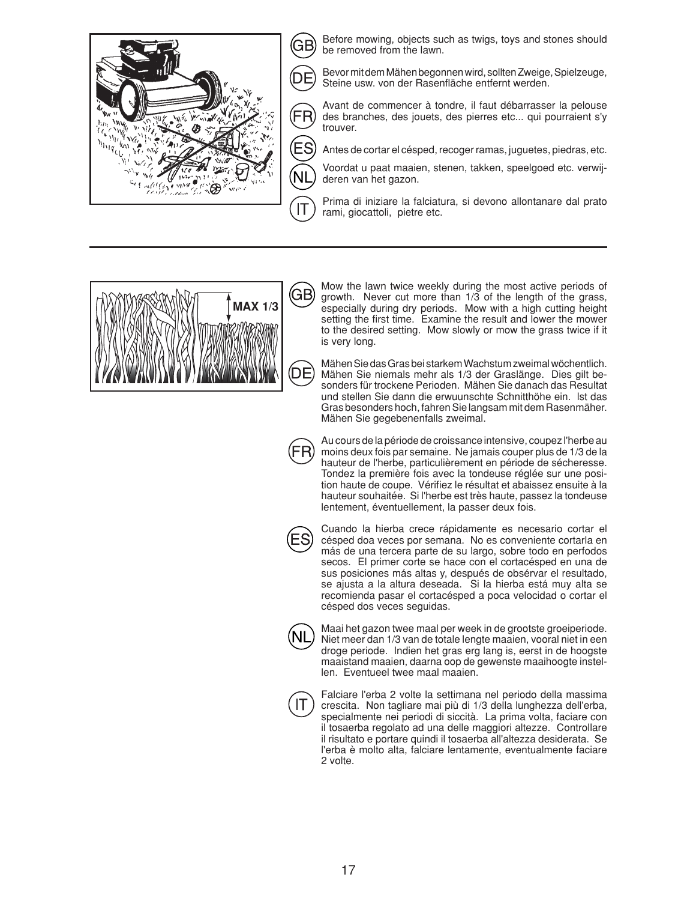GB Before mowing, objects such as twigs, toys and stones should be removed from the lawn.

DE Bevor mit dem Mähen begonnen wird, sollten Zweige, Spielzeuge, Steine usw. von der Rasenfläche entfernt werden.

FR Avant de commencer à tondre, il faut débarrasser la pelouse des branches, des jouets, des pierres etc... qui pourraient s'y trouver.

ES Antes de cortar el césped, recoger ramas, juguetes, piedras, etc.

NL Voordat u paat maaien, stenen, takken, speelgoed etc. verwijderen van het gazon.

IT Prima di iniziare la falciatura, si devono allontanare dal prato rami, giocattoli, pietre etc.

---

MAX 1/3

GB Mow the lawn twice weekly during the most active periods of growth. Never cut more than 1/3 of the length of the grass, especially during dry periods. Mow with a high cutting height setting the first time. Examine the result and lower the mower to the desired setting. Mow slowly or mow the grass twice if it is very long.

DE Mähen Sie das Gras bei starkem Wachstum zweimal wöchentlich. Mähen Sie niemals mehr als 1/3 der Graslänge. Dies gilt besonders für trockene Perioden. Mähen Sie danach das Resultat und stellen Sie dann die erwuunschte Schnitthöhe ein. Ist das Gras besonders hoch, fahren Sie langsam mit dem Rasenmäher. Mähen Sie gegebenenfalls zweimal.

FR Au cours de la période de croissance intensive, coupez l'herbe au moins deux fois par semaine. Ne jamais couper plus de 1/3 de la hauteur de l'herbe, particulièrement en période de sécheresse. Tondez la première fois avec la tondeuse réglée sur une position haute de coupe. Vérifiez le résultat et abaissez ensuite à la hauteur souhaitée. Si l'herbe est très haute, passez la tondeuse lentement, éventuellement, la passer deux fois.

ES Cuando la hierba crece rápidamente es necesario cortar el césped doa veces por semana. No es conveniente cortarla en más de una tercera parte de su largo, sobre todo en perfodos secos. El primer corte se hace con el cortacésped en una de sus posiciones más altas y, después de obsérvar el resultado, se ajusta a la altura deseada. Si la hierba está muy alta se recomienda pasar el cortacésped a poca velocidad o cortar el césped dos veces seguidas.

NL Maai het gazon twee maal per week in de grootste groeiperiode. Niet meer dan 1/3 van de totale lengte maaien, vooral niet in een droge periode. Indien het gras erg lang is, eerst in de hoogste maaistand maaien, daarna oop de gewenste maaihoogte instellen. Eventueel twee maal maaien.

IT Falciare l'erba 2 volte la settimana nel periodo della massima crescita. Non tagliare mai più di 1/3 della lunghezza dell'erba, specialmente nei periodi di siccità. La prima volta, faciare con il tosaerba regolato ad una delle maggiori altezze. Controllare il risultato e portare quindi il tosaerba all'altezza desiderata. Se l'erba è molto alta, falciare lentamente, eventualmente faciare 2 volte.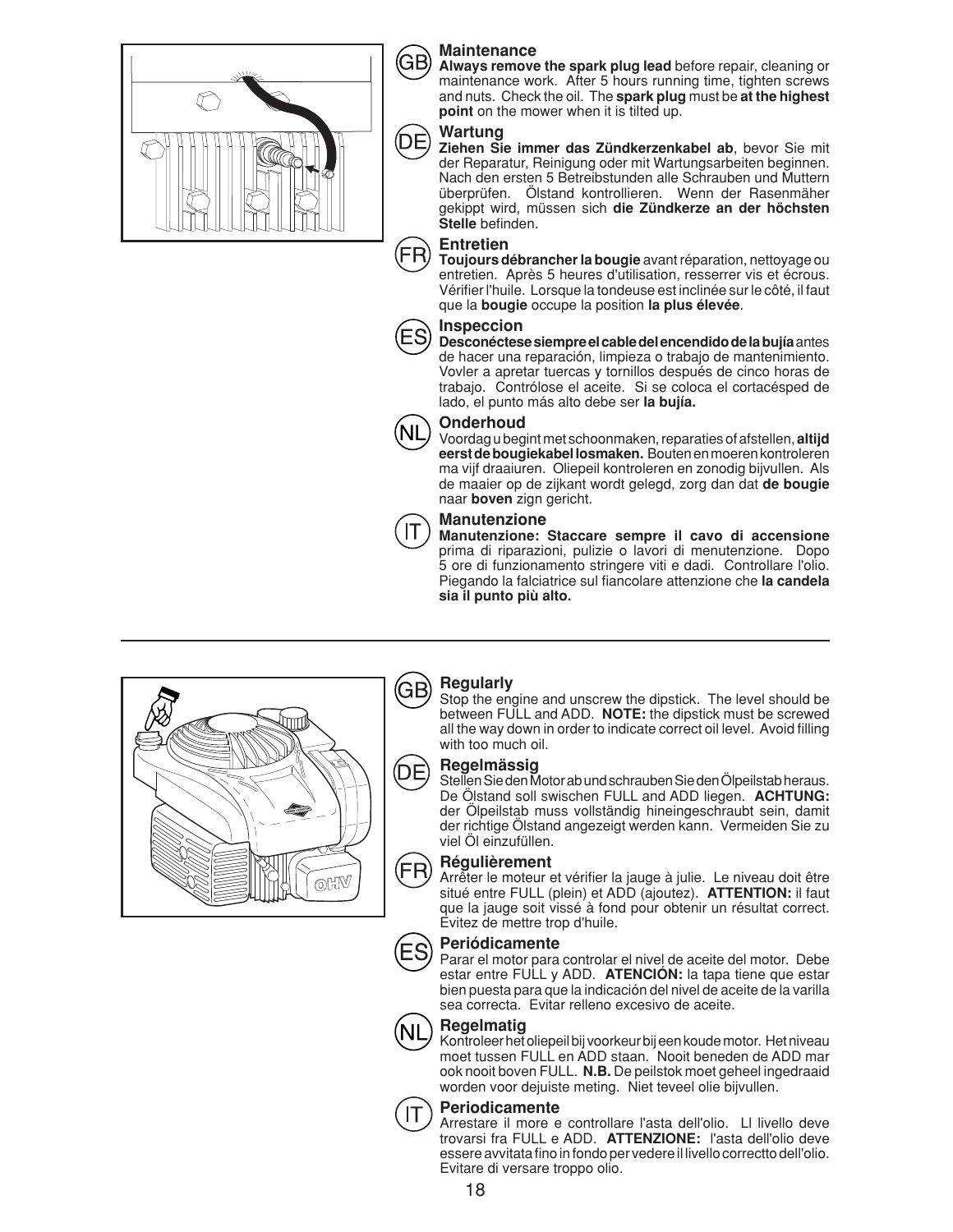GB

## Maintenance

**Always remove the spark plug lead** before repair, cleaning or maintenance work. After 5 hours running time, tighten screws and nuts. Check the oil. The **spark plug** must be **at the highest point** on the mower when it is tilted up.

DE

## Wartung

**Ziehen Sie immer das Zündkerzenkabel ab**, bevor Sie mit der Reparatur, Reinigung oder mit Wartungsarbeiten beginnen. Nach den ersten 5 Betreibstunden alle Schrauben und Muttern überprüfen. Ölstand kontrollieren. Wenn der Rasenmäher gekippt wird, müssen sich **die Zündkerze an der höchsten Stelle** befinden.

FR

## Entretien

**Toujours débrancher la bougie** avant réparation, nettoyage ou entretien. Après 5 heures d'utilisation, resserrer vis et écrous. Vérifier l'huile. Lorsque la tondeuse est inclinée sur le côté, il faut que la **bougie** occupe la position **la plus élevée**.

ES

## Inspeccion

**Desconéctese siempre el cable del encendido de la bujía** antes de hacer una reparación, limpieza o trabajo de mantenimiento. Vovler a apretar tuercas y tornillos después de cinco horas de trabajo. Contrólose el aceite. Si se coloca el cortacésped de lado, el punto más alto debe ser **la bujía.**

NL

## Onderhoud

Voordag u begint met schoonmaken, reparaties of afstellen, **altijd eerst de bougiekabel losmaken.** Bouten en moeren kontroleren ma vijf draaiuren. Oliepeil kontroleren en zonodig bijvullen. Als de maaier op de zijkant wordt gelegd, zorg dan dat **de bougie** naar **boven** zign gericht.

IT

## Manutenzione

**Manutenzione: Staccare sempre il cavo di accensione** prima di riparazioni, pulizie o lavori di menutenzione. Dopo 5 ore di funzionamento stringere viti e dadi. Controllare l'olio. Piegando la falciatrice sul fiancolare attenzione che **la candela sia il punto più alto.**

---

GB

## Regularly

Stop the engine and unscrew the dipstick. The level should be between FULL and ADD. **NOTE:** the dipstick must be screwed all the way down in order to indicate correct oil level. Avoid filling with too much oil.

DE

## Regelmässig

Stellen Sie den Motor ab und schrauben Sie den Ölpeilstab heraus. De Ölstand soll swischen FULL and ADD liegen. **ACHTUNG:** der Ölpeilstab muss vollständig hineingeschraubt sein, damit der richtige Ölstand angezeigt werden kann. Vermeiden Sie zu viel Öl einzufüllen.

FR

## Régulièrement

Arrêter le moteur et vérifier la jauge à julie. Le niveau doit être situé entre FULL (plein) et ADD (ajoutez). **ATTENTION:** il faut que la jauge soit vissé à fond pour obtenir un résultat correct. Évitez de mettre trop d'huile.

ES

## Periódicamente

Parar el motor para controlar el nivel de aceite del motor. Debe estar entre FULL y ADD. **ATENCIÓN:** la tapa tiene que estar bien puesta para que la indicación del nivel de aceite de la varilla sea correcta. Evitar relleno excesivo de aceite.

NL

## Regelmatig

Kontroleer het oliepeil bij voorkeur bij een koude motor. Het niveau moet tussen FULL en ADD staan. Nooit beneden de ADD mar ook nooit boven FULL. **N.B.** De peilstok moet geheel ingedraaid worden voor dejuiste meting. Niet teveel olie bijvullen.

IT

## Periodicamente

Arrestare il more e controllare l'asta dell'olio. Ll livello deve trovarsi fra FULL e ADD. **ATTENZIONE:** l'asta dell'olio deve essere avvitata fino in fondo per vedere il livello correctto dell'olio. Evitare di versare troppo olio.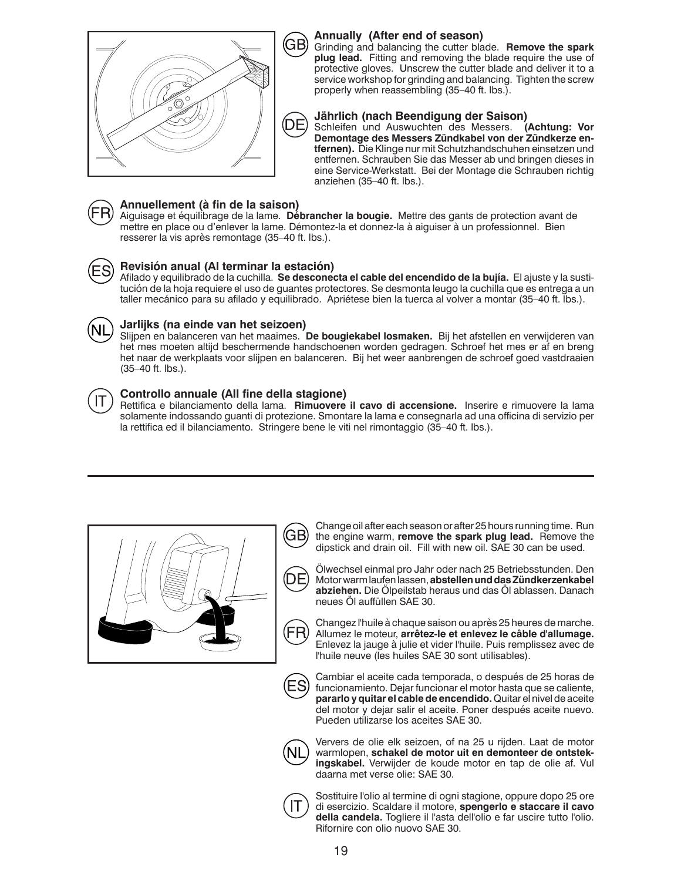GB

**Annually (After end of season)**
Grinding and balancing the cutter blade. **Remove the spark plug lead.** Fitting and removing the blade require the use of protective gloves. Unscrew the cutter blade and deliver it to a service workshop for grinding and balancing. Tighten the screw properly when reassembling (35–40 ft. lbs.).

DE

**Jährlich (nach Beendigung der Saison)**
Schleifen und Auswuchten des Messers. **(Achtung: Vor Demontage des Messers Zündkabel von der Zündkerze entfernen).** Die Klinge nur mit Schutzhandschuhen einsetzen und entfernen. Schrauben Sie das Messer ab und bringen dieses in eine Service-Werkstatt. Bei der Montage die Schrauben richtig anziehen (35–40 ft. lbs.).

FR

**Annuellement (à fin de la saison)**
Aiguisage et équilibrage de la lame. **Débrancher la bougie.** Mettre des gants de protection avant de mettre en place ou d'enlever la lame. Démontez-la et donnez-la à aiguiser à un professionnel. Bien resserer la vis après remontage (35–40 ft. lbs.).

ES

**Revisión anual (Al terminar la estación)**
Afilado y equilibrado de la cuchilla. **Se desconecta el cable del encendido de la bujía.** El ajuste y la sustitución de la hoja requiere el uso de guantes protectores. Se desmonta leugo la cuchilla que es entrega a un taller mecánico para su afilado y equilibrado. Apriétese bien la tuerca al volver a montar (35–40 ft. lbs.).

NL

**Jarlijks (na einde van het seizoen)**
Slijpen en balanceren van het maaimes. **De bougiekabel losmaken.** Bij het afstellen en verwijderen van het mes moeten altijd beschermende handschoenen worden gedragen. Schroef het mes er af en breng het naar de werkplaats voor slijpen en balanceren. Bij het weer aanbrengen de schroef goed vastdraaien (35–40 ft. lbs.).

IT

**Controllo annuale (All fine della stagione)**
Rettifica e bilanciamento della lama. **Rimuovere il cavo di accensione.** Inserire e rimuovere la lama solamente indossando guanti di protezione. Smontare la lama e consegnarla ad una officina di servizio per la rettifica ed il bilanciamento. Stringere bene le viti nel rimontaggio (35–40 ft. lbs.).

---

GB

Change oil after each season or after 25 hours running time. Run the engine warm, **remove the spark plug lead.** Remove the dipstick and drain oil. Fill with new oil. SAE 30 can be used.

DE

Ölwechsel einmal pro Jahr oder nach 25 Betriebsstunden. Den Motor warm laufen lassen, **abstellen und das Zündkerzenkabel abziehen.** Die Ölpeilstab heraus und das Öl ablassen. Danach neues Öl auffüllen SAE 30.

FR

Changez l'huile à chaque saison ou après 25 heures de marche. Allumez le moteur, **arrêtez-le et enlevez le câble d'allumage.** Enlevez la jauge à julie et vider l'huile. Puis remplissez avec de l'huile neuve (les huiles SAE 30 sont utilisables).

ES

Cambiar el aceite cada temporada, o después de 25 horas de funcionamiento. Dejar funcionar el motor hasta que se caliente, **pararlo y quitar el cable de encendido.** Quitar el nivel de aceite del motor y dejar salir el aceite. Poner después aceite nuevo. Pueden utilizarse los aceites SAE 30.

NL

Ververs de olie elk seizoen, of na 25 u rijden. Laat de motor warmlopen, **schakel de motor uit en demonteer de ontstekingskabel.** Verwijder de koude motor en tap de olie af. Vul daarna met verse olie: SAE 30.

IT

Sostituire l'olio al termine di ogni stagione, oppure dopo 25 ore di esercizio. Scaldare il motore, **spengerlo e staccare il cavo della candela.** Togliere il l'asta dell'olio e far uscire tutto l'olio. Rifornire con olio nuovo SAE 30.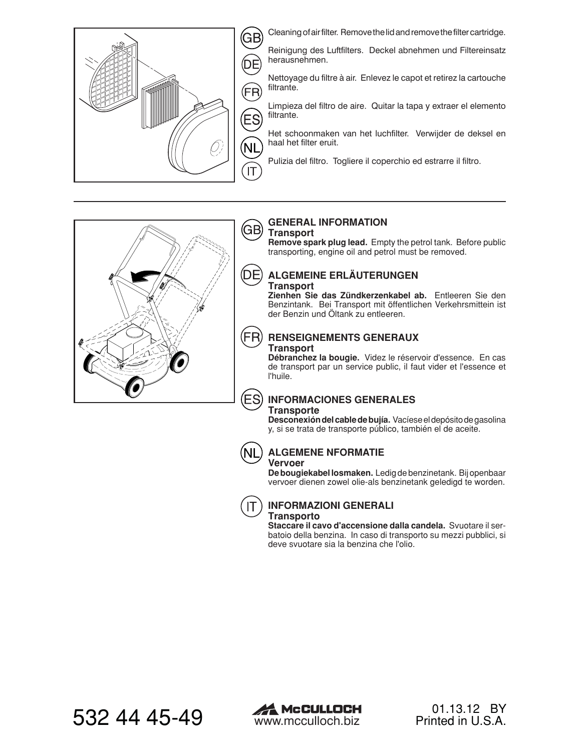GB Cleaning of air filter. Remove the lid and remove the filter cartridge.

DE Reinigung des Luftfilters. Deckel abnehmen und Filtereinsatz herausnehmen.

FR Nettoyage du filtre à air. Enlevez le capot et retirez la cartouche filtrante.

ES Limpieza del filtro de aire. Quitar la tapa y extraer el elemento filtrante.

NL Het schoonmaken van het luchfilter. Verwijder de deksel en haal het filter eruit.

IT Pulizia del filtro. Togliere il coperchio ed estrarre il filtro.

---

GB

## GENERAL INFORMATION

### Transport

**Remove spark plug lead.** Empty the petrol tank. Before public transporting, engine oil and petrol must be removed.

DE

## ALGEMEINE ERLÄUTERUNGEN

### Transport

**Zienhen Sie das Zündkerzenkabel ab.** Entleeren Sie den Benzintank. Bei Transport mit öffentlichen Verkehrsmittein ist der Benzin und Öltank zu entleeren.

FR

## RENSEIGNEMENTS GENERAUX

### Transport

**Débranchez la bougie.** Videz le réservoir d'essence. En cas de transport par un service public, il faut vider et l'essence et l'huile.

ES

## INFORMACIONES GENERALES

### Transporte

**Desconexión del cable de bujía.** Vacíese el depósito de gasolina y, si se trata de transporte público, también el de aceite.

NL

## ALGEMENE NFORMATIE

### Vervoer

**De bougiekabel losmaken.** Ledig de benzinetank. Bij openbaar vervoer dienen zowel olie-als benzinetank geledigd te worden.

IT

## INFORMAZIONI GENERALI

### Transporto

**Staccare il cavo d'accensione dalla candela.** Svuotare il serbatoio della benzina. In caso di transporto su mezzi pubblici, si deve svuotare sia la benzina che l'olio.

532 44 45-49

McCULLOCH
www.mcculloch.biz

01.13.12 BY
Printed in U.S.A.